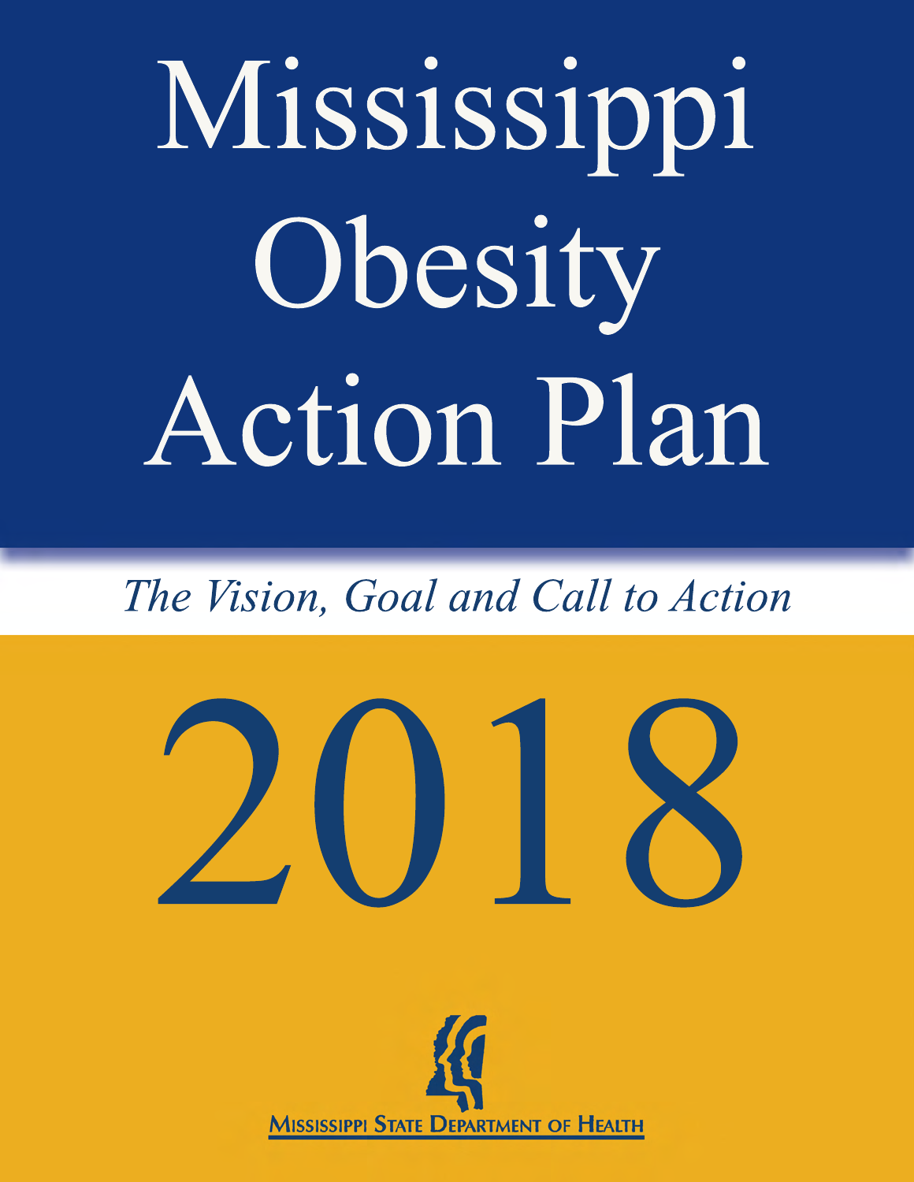# Mississippi Obesity Action Plan

*The Vision, Goal and Call to Action*

# 2018

Mississippi State Department of Health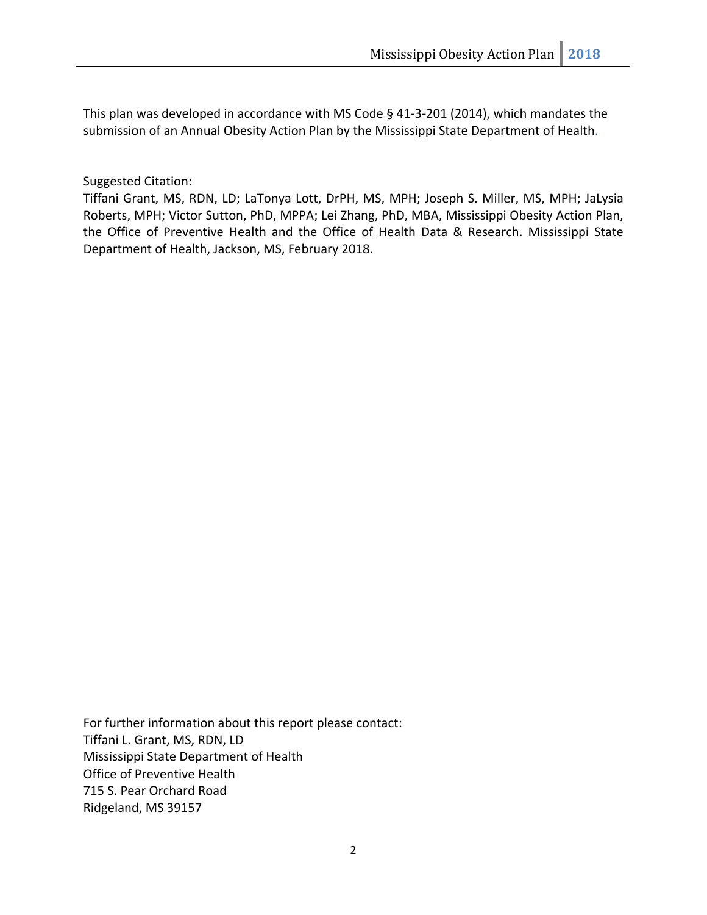This plan was developed in accordance with MS Code § 41-3-201 (2014), which mandates the submission of an Annual Obesity Action Plan by the Mississippi State Department of Health.

Suggested Citation:
Tiffani Grant, MS, RDN, LD; LaTonya Lott, DrPH, MS, MPH; Joseph S. Miller, MS, MPH; JaLysia Roberts, MPH; Victor Sutton, PhD, MPPA; Lei Zhang, PhD, MBA, Mississippi Obesity Action Plan, the Office of Preventive Health and the Office of Health Data & Research. Mississippi State Department of Health, Jackson, MS, February 2018.

For further information about this report please contact:
Tiffani L. Grant, MS, RDN, LD
Mississippi State Department of Health
Office of Preventive Health
715 S. Pear Orchard Road
Ridgeland, MS 39157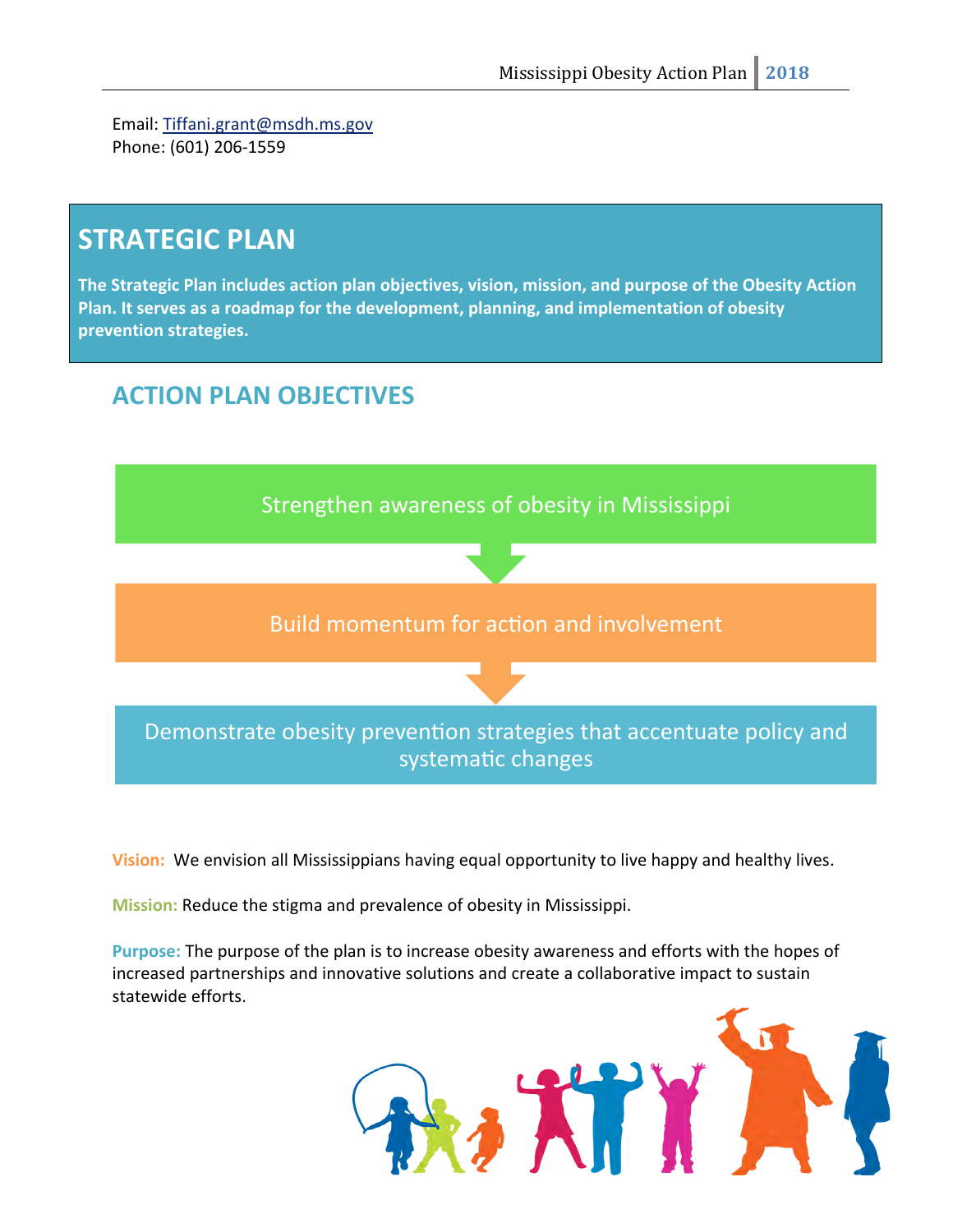Email: Tiffani.grant@msdh.ms.gov
Phone: (601) 206-1559

# STRATEGIC PLAN

**The Strategic Plan includes action plan objectives, vision, mission, and purpose of the Obesity Action Plan. It serves as a roadmap for the development, planning, and implementation of obesity prevention strategies.**

## ACTION PLAN OBJECTIVES

Strengthen awareness of obesity in Mississippi

Build momentum for action and involvement

Demonstrate obesity prevention strategies that accentuate policy and systematic changes

**Vision:** We envision all Mississippians having equal opportunity to live happy and healthy lives.

**Mission:** Reduce the stigma and prevalence of obesity in Mississippi.

**Purpose:** The purpose of the plan is to increase obesity awareness and efforts with the hopes of increased partnerships and innovative solutions and create a collaborative impact to sustain statewide efforts.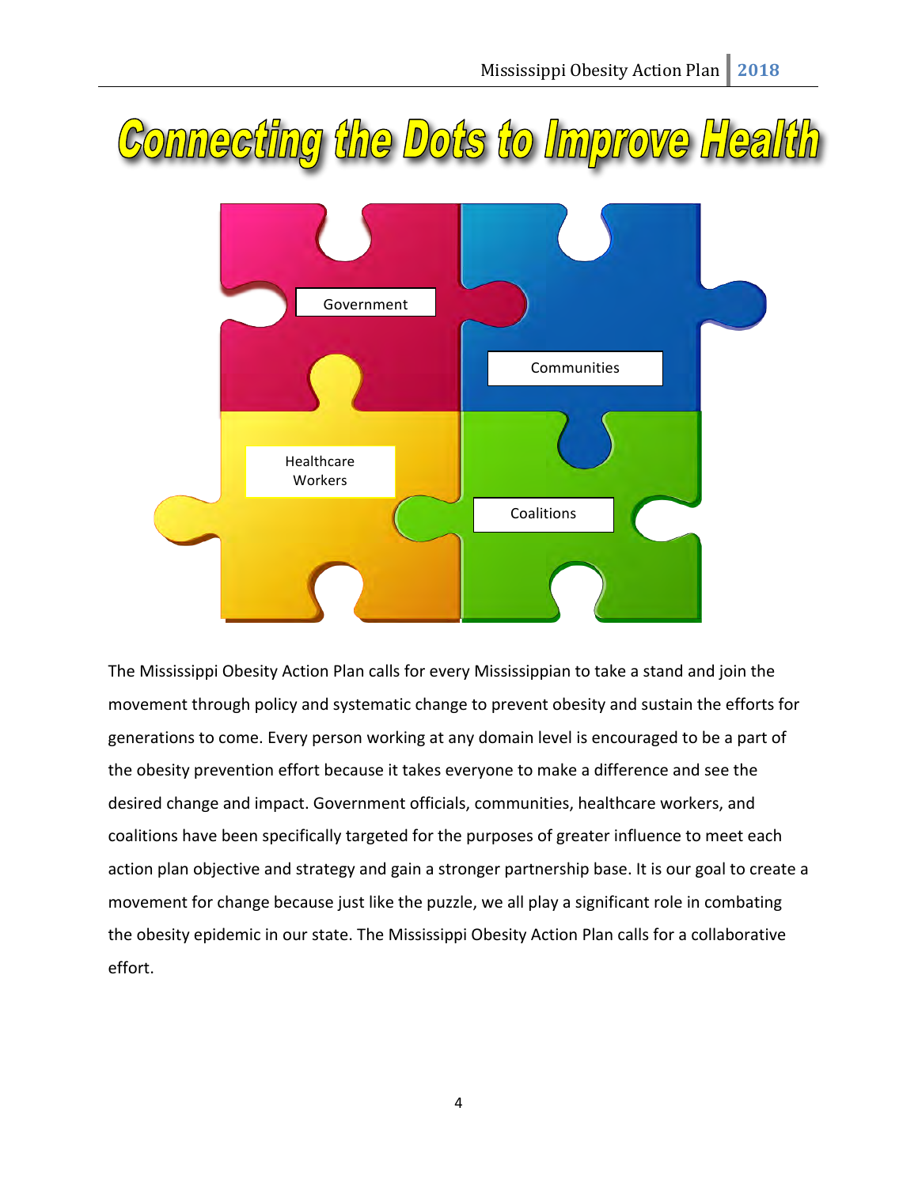# Connecting the Dots to Improve Health

Government

Communities

Healthcare Workers

Coalitions

The Mississippi Obesity Action Plan calls for every Mississippian to take a stand and join the movement through policy and systematic change to prevent obesity and sustain the efforts for generations to come. Every person working at any domain level is encouraged to be a part of the obesity prevention effort because it takes everyone to make a difference and see the desired change and impact. Government officials, communities, healthcare workers, and coalitions have been specifically targeted for the purposes of greater influence to meet each action plan objective and strategy and gain a stronger partnership base. It is our goal to create a movement for change because just like the puzzle, we all play a significant role in combating the obesity epidemic in our state. The Mississippi Obesity Action Plan calls for a collaborative effort.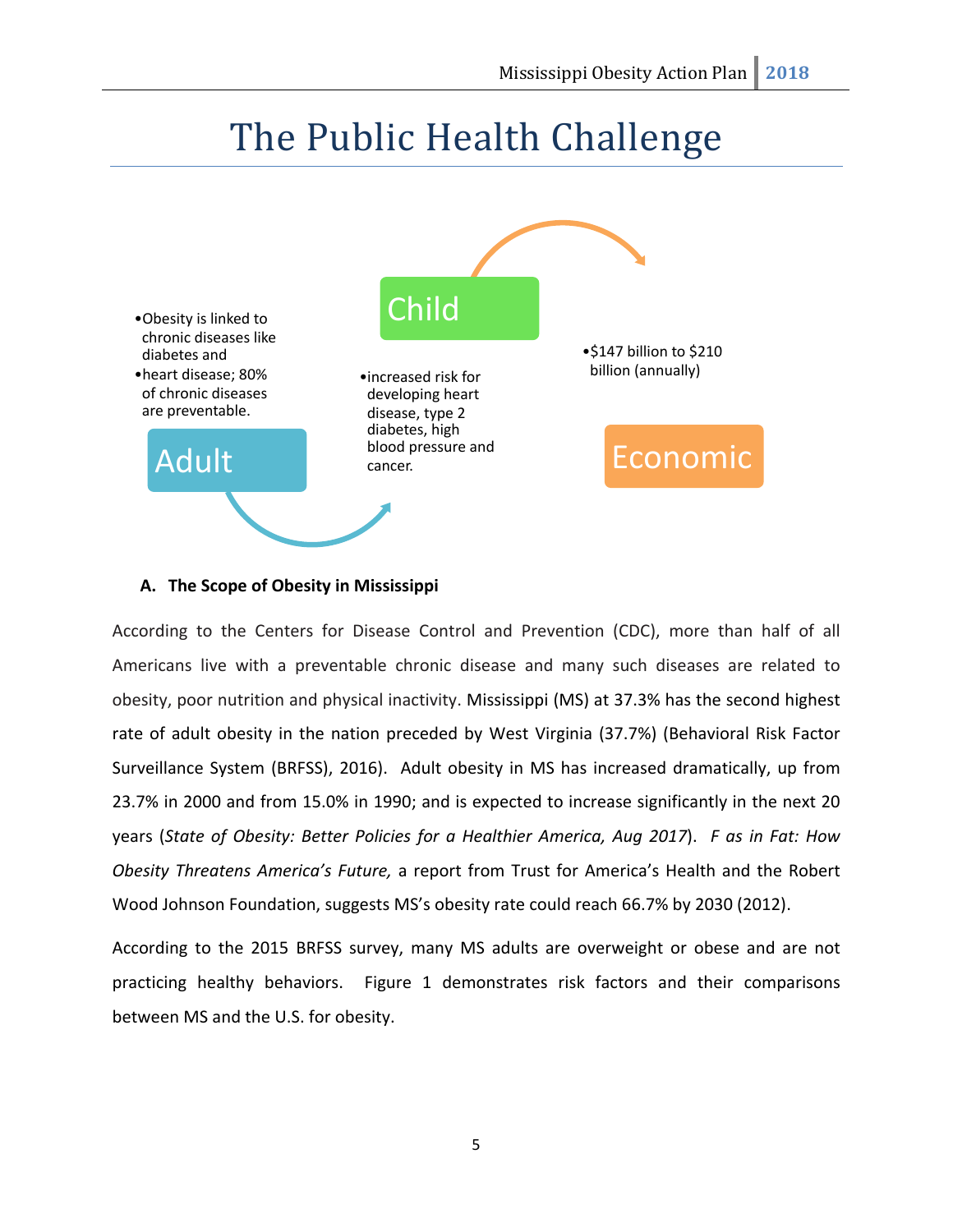# The Public Health Challenge

Adult

- Obesity is linked to chronic diseases like diabetes and
- heart disease; 80% of chronic diseases are preventable.

Child

- increased risk for developing heart disease, type 2 diabetes, high blood pressure and cancer.

Economic

- $147 billion to $210 billion (annually)

**A. The Scope of Obesity in Mississippi**

According to the Centers for Disease Control and Prevention (CDC), more than half of all Americans live with a preventable chronic disease and many such diseases are related to obesity, poor nutrition and physical inactivity. Mississippi (MS) at 37.3% has the second highest rate of adult obesity in the nation preceded by West Virginia (37.7%) (Behavioral Risk Factor Surveillance System (BRFSS), 2016). Adult obesity in MS has increased dramatically, up from 23.7% in 2000 and from 15.0% in 1990; and is expected to increase significantly in the next 20 years (*State of Obesity: Better Policies for a Healthier America, Aug 2017*). *F as in Fat: How Obesity Threatens America's Future,* a report from Trust for America's Health and the Robert Wood Johnson Foundation, suggests MS's obesity rate could reach 66.7% by 2030 (2012).

According to the 2015 BRFSS survey, many MS adults are overweight or obese and are not practicing healthy behaviors. Figure 1 demonstrates risk factors and their comparisons between MS and the U.S. for obesity.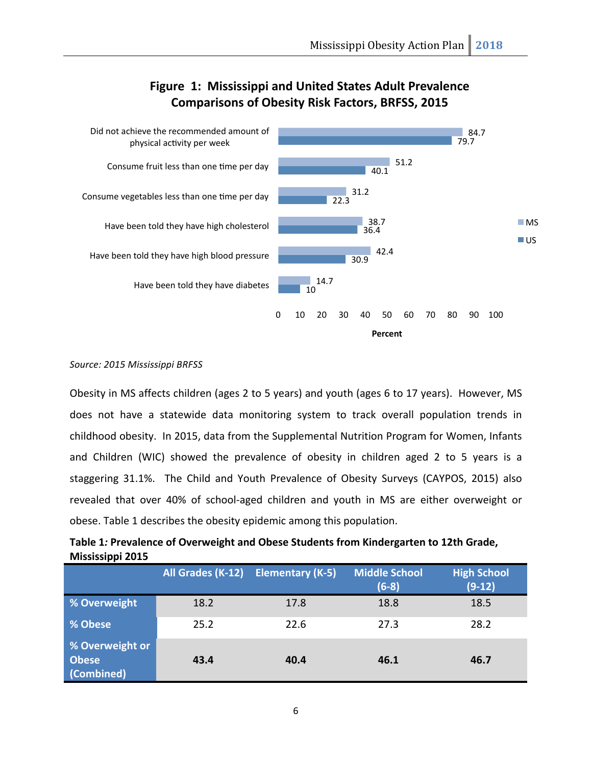**Figure 1: Mississippi and United States Adult Prevalence Comparisons of Obesity Risk Factors, BRFSS, 2015**

| Risk Factor | MS | US |
|---|---|---|
| Did not achieve the recommended amount of physical activity per week | 84.7 | 79.7 |
| Consume fruit less than one time per day | 51.2 | 40.1 |
| Consume vegetables less than one time per day | 31.2 | 22.3 |
| Have been told they have high cholesterol | 38.7 | 36.4 |
| Have been told they have high blood pressure | 42.4 | 30.9 |
| Have been told they have diabetes | 14.7 | 10 |

*Source: 2015 Mississippi BRFSS*

Obesity in MS affects children (ages 2 to 5 years) and youth (ages 6 to 17 years). However, MS does not have a statewide data monitoring system to track overall population trends in childhood obesity. In 2015, data from the Supplemental Nutrition Program for Women, Infants and Children (WIC) showed the prevalence of obesity in children aged 2 to 5 years is a staggering 31.1%. The Child and Youth Prevalence of Obesity Surveys (CAYPOS, 2015) also revealed that over 40% of school-aged children and youth in MS are either overweight or obese. Table 1 describes the obesity epidemic among this population.

**Table 1: Prevalence of Overweight and Obese Students from Kindergarten to 12th Grade, Mississippi 2015**

| | All Grades (K-12) | Elementary (K-5) | Middle School (6-8) | High School (9-12) |
|---|---|---|---|---|
| **% Overweight** | 18.2 | 17.8 | 18.8 | 18.5 |
| **% Obese** | 25.2 | 22.6 | 27.3 | 28.2 |
| **% Overweight or Obese (Combined)** | **43.4** | **40.4** | **46.1** | **46.7** |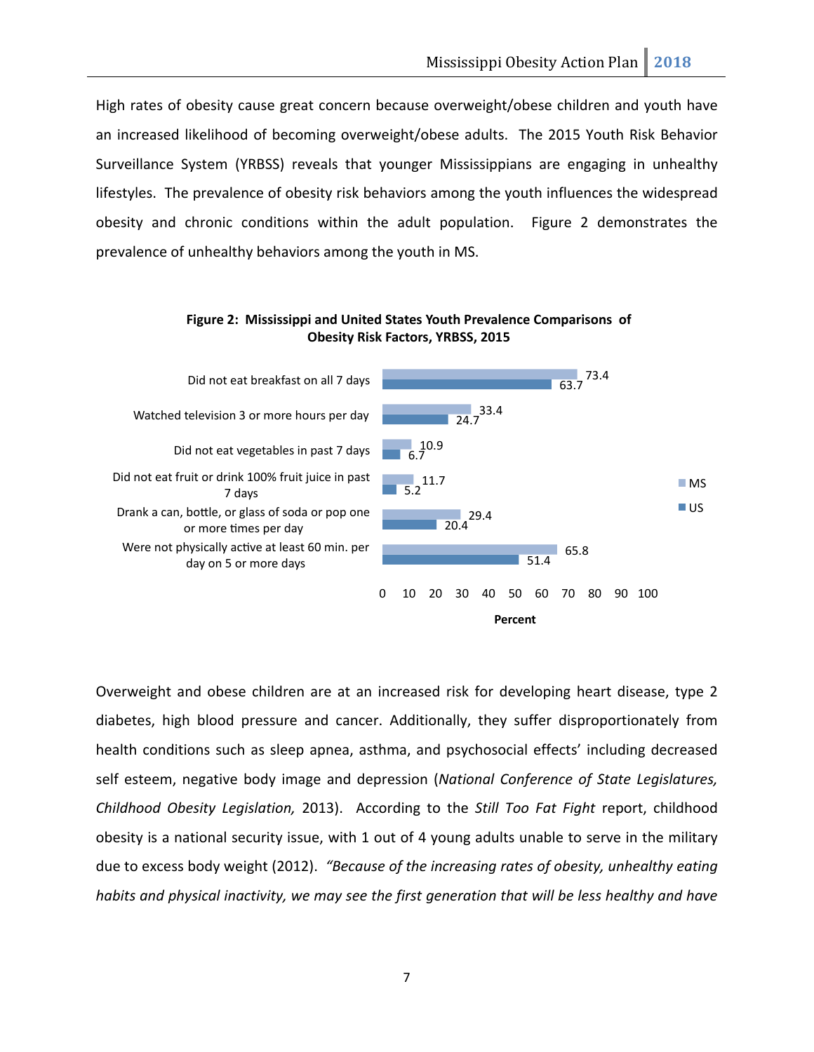High rates of obesity cause great concern because overweight/obese children and youth have an increased likelihood of becoming overweight/obese adults. The 2015 Youth Risk Behavior Surveillance System (YRBSS) reveals that younger Mississippians are engaging in unhealthy lifestyles. The prevalence of obesity risk behaviors among the youth influences the widespread obesity and chronic conditions within the adult population. Figure 2 demonstrates the prevalence of unhealthy behaviors among the youth in MS.

**Figure 2: Mississippi and United States Youth Prevalence Comparisons of Obesity Risk Factors, YRBSS, 2015**

| Risk Factor | MS (Percent) | US (Percent) |
| --- | --- | --- |
| Did not eat breakfast on all 7 days | 73.4 | 63.7 |
| Watched television 3 or more hours per day | 33.4 | 24.7 |
| Did not eat vegetables in past 7 days | 10.9 | 6.7 |
| Did not eat fruit or drink 100% fruit juice in past 7 days | 11.7 | 5.2 |
| Drank a can, bottle, or glass of soda or pop one or more times per day | 29.4 | 20.4 |
| Were not physically active at least 60 min. per day on 5 or more days | 65.8 | 51.4 |

Overweight and obese children are at an increased risk for developing heart disease, type 2 diabetes, high blood pressure and cancer. Additionally, they suffer disproportionately from health conditions such as sleep apnea, asthma, and psychosocial effects' including decreased self esteem, negative body image and depression (*National Conference of State Legislatures, Childhood Obesity Legislation,* 2013). According to the *Still Too Fat Fight* report, childhood obesity is a national security issue, with 1 out of 4 young adults unable to serve in the military due to excess body weight (2012). *"Because of the increasing rates of obesity, unhealthy eating habits and physical inactivity, we may see the first generation that will be less healthy and have*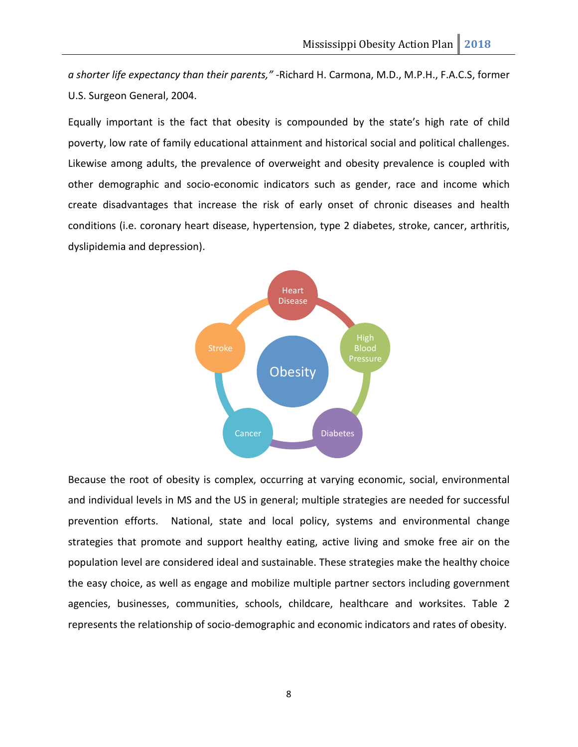*a shorter life expectancy than their parents,"* -Richard H. Carmona, M.D., M.P.H., F.A.C.S, former U.S. Surgeon General, 2004.

Equally important is the fact that obesity is compounded by the state's high rate of child poverty, low rate of family educational attainment and historical social and political challenges. Likewise among adults, the prevalence of overweight and obesity prevalence is coupled with other demographic and socio-economic indicators such as gender, race and income which create disadvantages that increase the risk of early onset of chronic diseases and health conditions (i.e. coronary heart disease, hypertension, type 2 diabetes, stroke, cancer, arthritis, dyslipidemia and depression).

Obesity

Heart Disease

High Blood Pressure

Diabetes

Cancer

Stroke

Because the root of obesity is complex, occurring at varying economic, social, environmental and individual levels in MS and the US in general; multiple strategies are needed for successful prevention efforts. National, state and local policy, systems and environmental change strategies that promote and support healthy eating, active living and smoke free air on the population level are considered ideal and sustainable. These strategies make the healthy choice the easy choice, as well as engage and mobilize multiple partner sectors including government agencies, businesses, communities, schools, childcare, healthcare and worksites. Table 2 represents the relationship of socio-demographic and economic indicators and rates of obesity.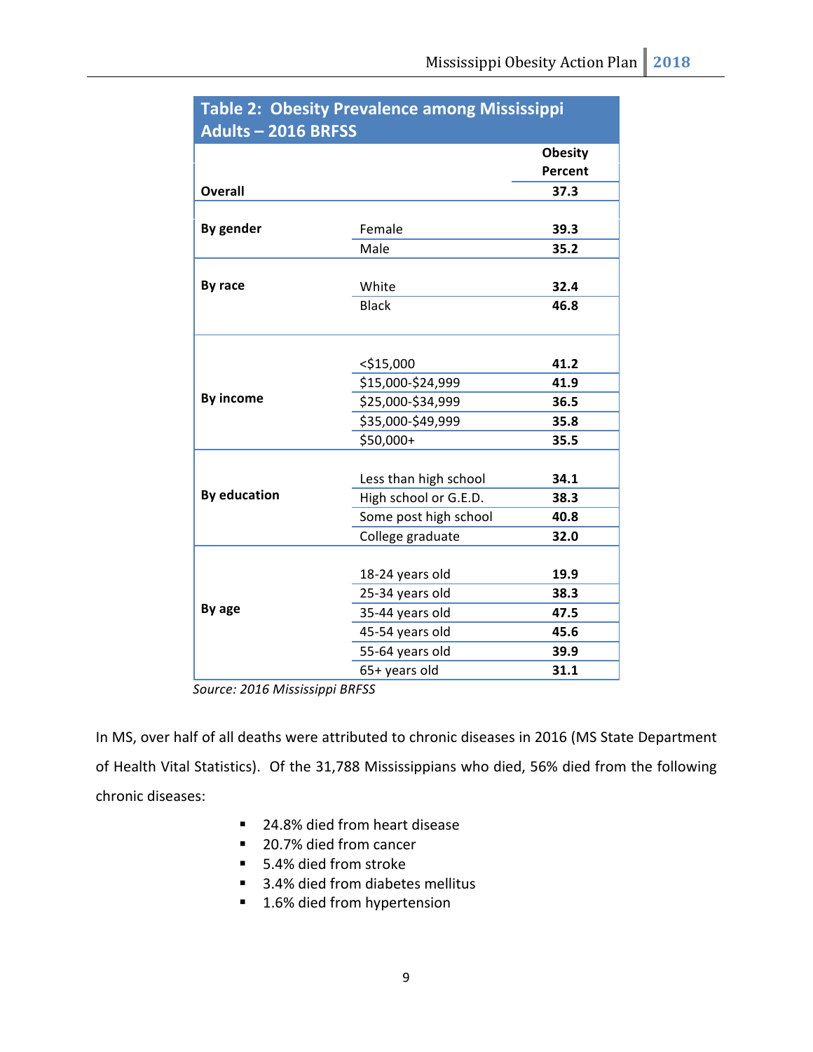**Table 2: Obesity Prevalence among Mississippi Adults – 2016 BRFSS**

| | | Obesity Percent |
|---|---|---|
| **Overall** | | **37.3** |
| **By gender** | Female | **39.3** |
| | Male | **35.2** |
| **By race** | White | **32.4** |
| | Black | **46.8** |
| **By income** | <$15,000 | **41.2** |
| | $15,000-$24,999 | **41.9** |
| | $25,000-$34,999 | **36.5** |
| | $35,000-$49,999 | **35.8** |
| | $50,000+ | **35.5** |
| **By education** | Less than high school | **34.1** |
| | High school or G.E.D. | **38.3** |
| | Some post high school | **40.8** |
| | College graduate | **32.0** |
| **By age** | 18-24 years old | **19.9** |
| | 25-34 years old | **38.3** |
| | 35-44 years old | **47.5** |
| | 45-54 years old | **45.6** |
| | 55-64 years old | **39.9** |
| | 65+ years old | **31.1** |

*Source: 2016 Mississippi BRFSS*

In MS, over half of all deaths were attributed to chronic diseases in 2016 (MS State Department of Health Vital Statistics). Of the 31,788 Mississippians who died, 56% died from the following chronic diseases:

- 24.8% died from heart disease
- 20.7% died from cancer
- 5.4% died from stroke
- 3.4% died from diabetes mellitus
- 1.6% died from hypertension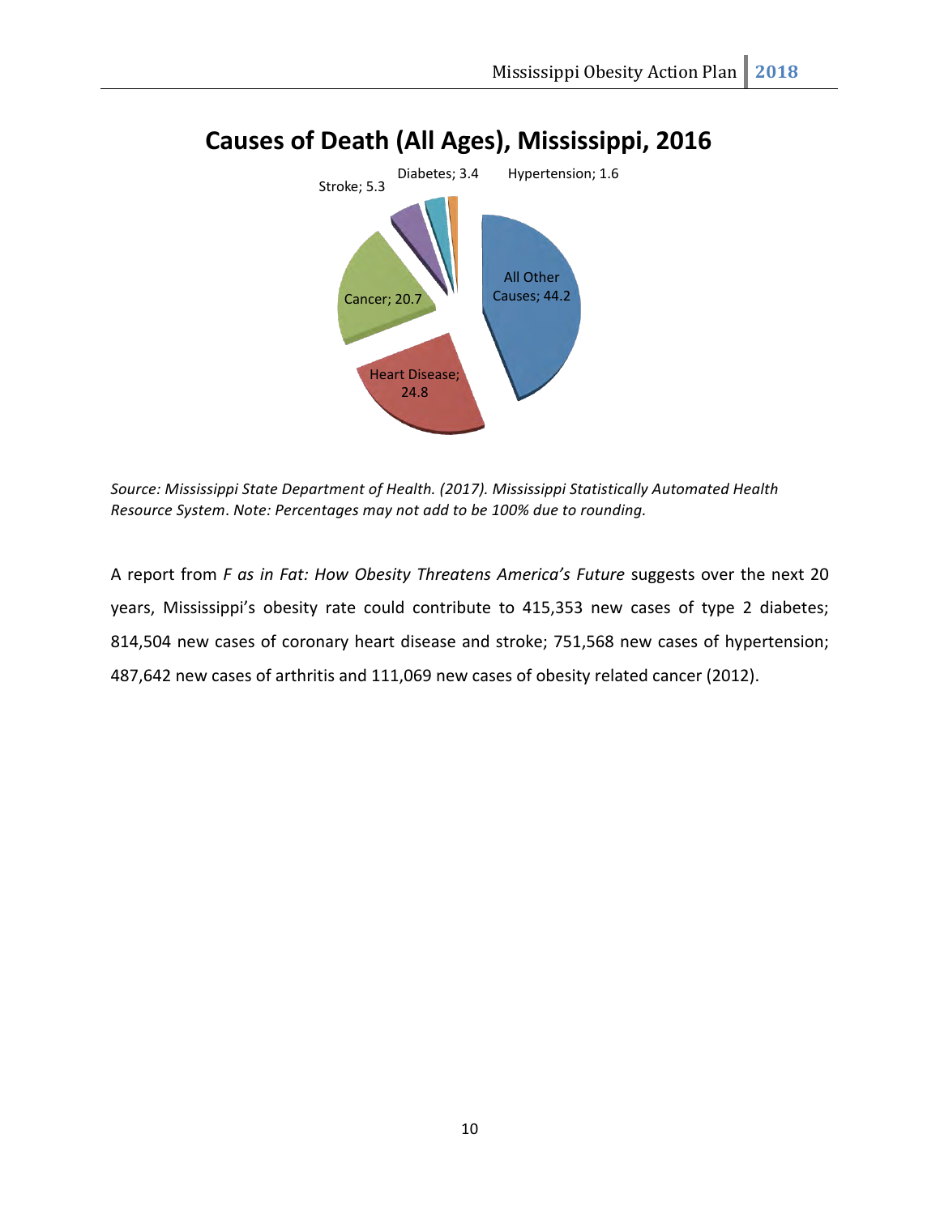## Causes of Death (All Ages), Mississippi, 2016

| Cause | Percent |
|---|---|
| All Other Causes | 44.2 |
| Heart Disease | 24.8 |
| Cancer | 20.7 |
| Stroke | 5.3 |
| Diabetes | 3.4 |
| Hypertension | 1.6 |

*Source: Mississippi State Department of Health. (2017). Mississippi Statistically Automated Health Resource System. Note: Percentages may not add to be 100% due to rounding.*

A report from *F as in Fat: How Obesity Threatens America's Future* suggests over the next 20 years, Mississippi's obesity rate could contribute to 415,353 new cases of type 2 diabetes; 814,504 new cases of coronary heart disease and stroke; 751,568 new cases of hypertension; 487,642 new cases of arthritis and 111,069 new cases of obesity related cancer (2012).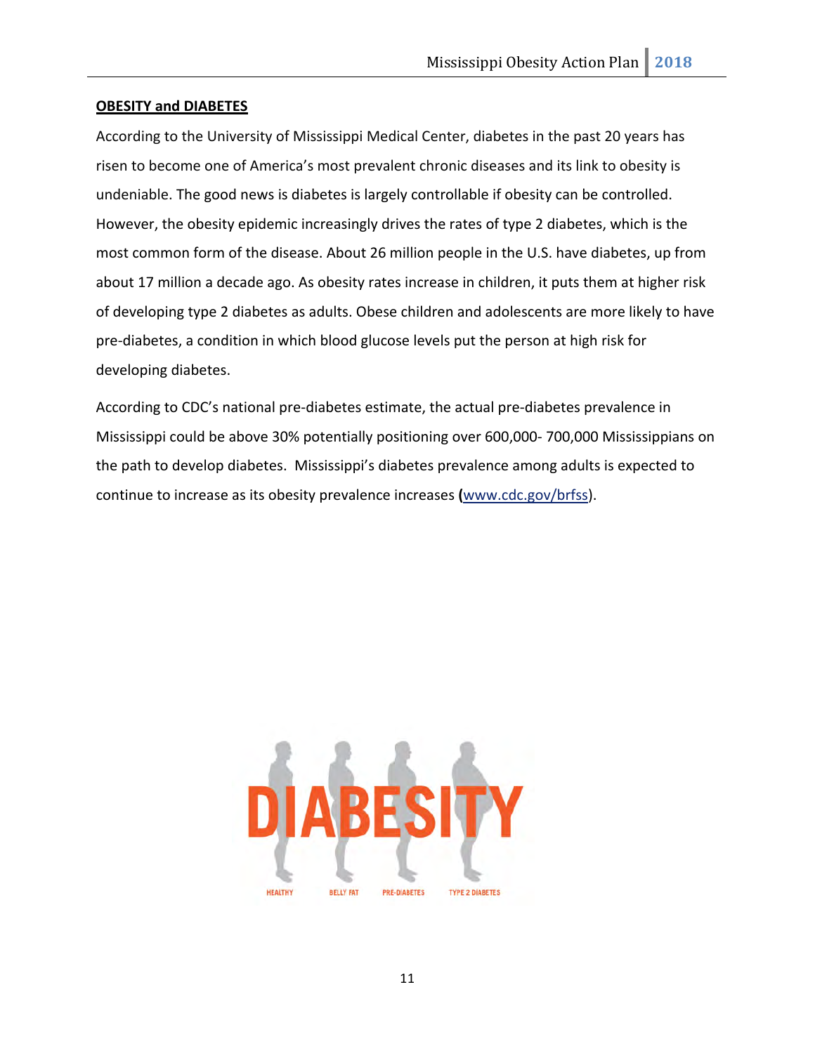**OBESITY and DIABETES**

According to the University of Mississippi Medical Center, diabetes in the past 20 years has risen to become one of America's most prevalent chronic diseases and its link to obesity is undeniable. The good news is diabetes is largely controllable if obesity can be controlled. However, the obesity epidemic increasingly drives the rates of type 2 diabetes, which is the most common form of the disease. About 26 million people in the U.S. have diabetes, up from about 17 million a decade ago. As obesity rates increase in children, it puts them at higher risk of developing type 2 diabetes as adults. Obese children and adolescents are more likely to have pre-diabetes, a condition in which blood glucose levels put the person at high risk for developing diabetes.

According to CDC's national pre-diabetes estimate, the actual pre-diabetes prevalence in Mississippi could be above 30% potentially positioning over 600,000- 700,000 Mississippians on the path to develop diabetes. Mississippi's diabetes prevalence among adults is expected to continue to increase as its obesity prevalence increases (www.cdc.gov/brfss).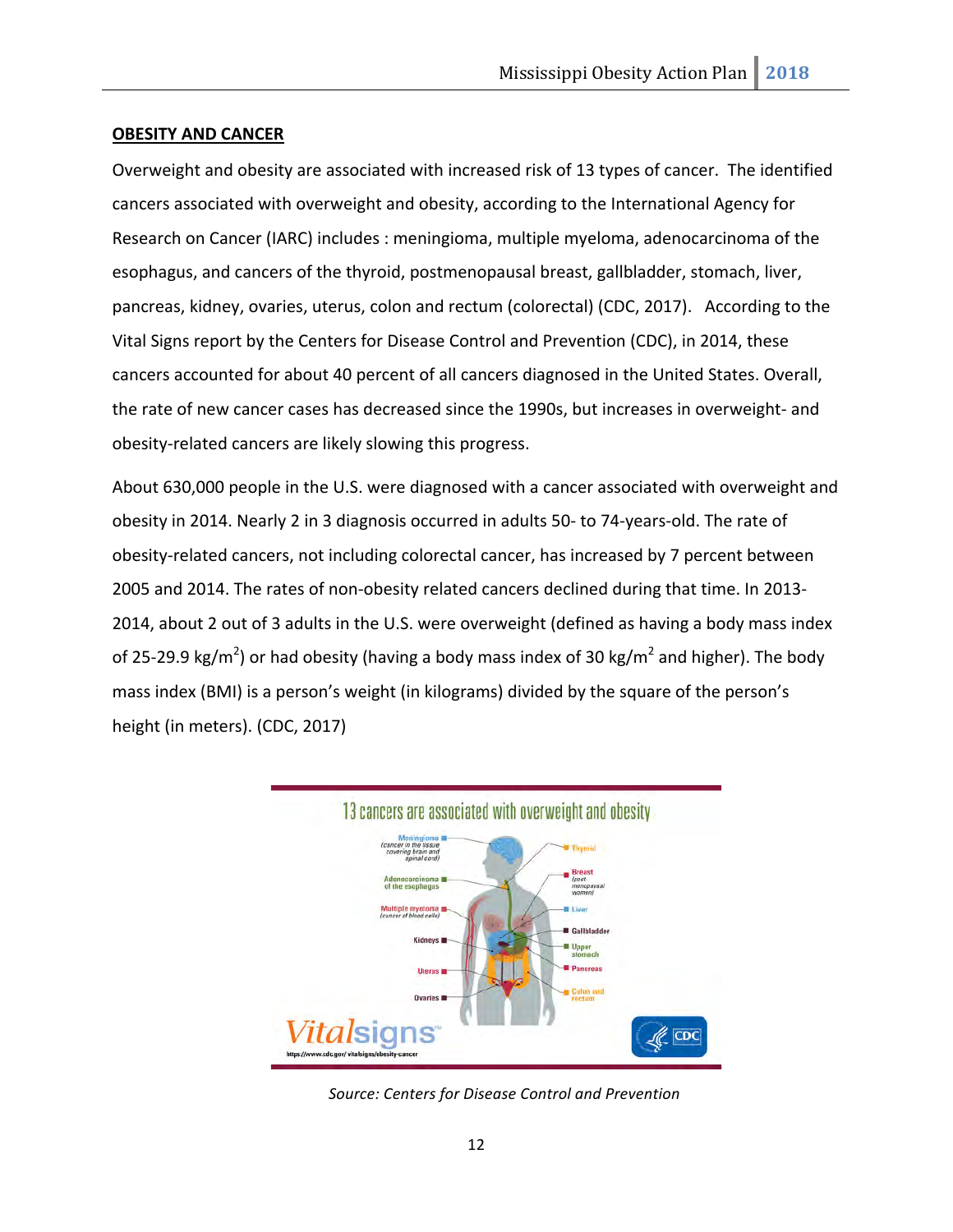## OBESITY AND CANCER

Overweight and obesity are associated with increased risk of 13 types of cancer. The identified cancers associated with overweight and obesity, according to the International Agency for Research on Cancer (IARC) includes : meningioma, multiple myeloma, adenocarcinoma of the esophagus, and cancers of the thyroid, postmenopausal breast, gallbladder, stomach, liver, pancreas, kidney, ovaries, uterus, colon and rectum (colorectal) (CDC, 2017). According to the Vital Signs report by the Centers for Disease Control and Prevention (CDC), in 2014, these cancers accounted for about 40 percent of all cancers diagnosed in the United States. Overall, the rate of new cancer cases has decreased since the 1990s, but increases in overweight- and obesity-related cancers are likely slowing this progress.

About 630,000 people in the U.S. were diagnosed with a cancer associated with overweight and obesity in 2014. Nearly 2 in 3 diagnosis occurred in adults 50- to 74-years-old. The rate of obesity-related cancers, not including colorectal cancer, has increased by 7 percent between 2005 and 2014. The rates of non-obesity related cancers declined during that time. In 2013-2014, about 2 out of 3 adults in the U.S. were overweight (defined as having a body mass index of 25-29.9 kg/m$^2$) or had obesity (having a body mass index of 30 kg/m$^2$ and higher). The body mass index (BMI) is a person's weight (in kilograms) divided by the square of the person's height (in meters). (CDC, 2017)

*Source: Centers for Disease Control and Prevention*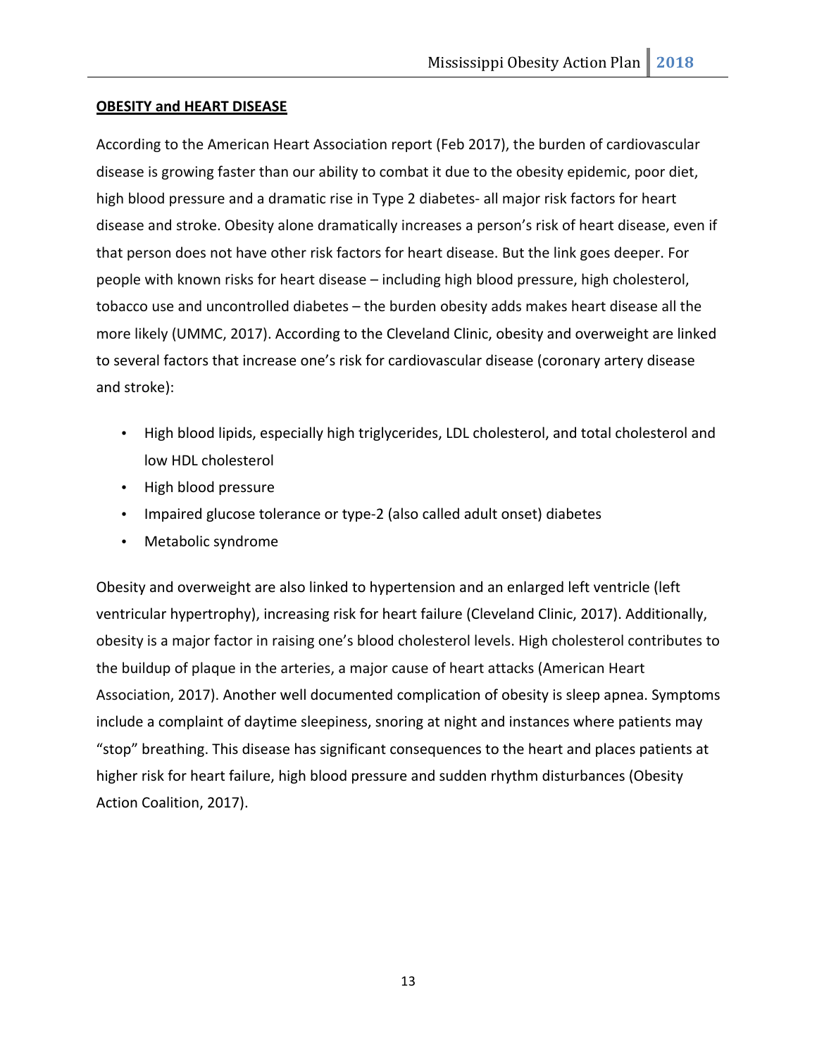**OBESITY and HEART DISEASE**

According to the American Heart Association report (Feb 2017), the burden of cardiovascular disease is growing faster than our ability to combat it due to the obesity epidemic, poor diet, high blood pressure and a dramatic rise in Type 2 diabetes- all major risk factors for heart disease and stroke. Obesity alone dramatically increases a person's risk of heart disease, even if that person does not have other risk factors for heart disease. But the link goes deeper. For people with known risks for heart disease – including high blood pressure, high cholesterol, tobacco use and uncontrolled diabetes – the burden obesity adds makes heart disease all the more likely (UMMC, 2017). According to the Cleveland Clinic, obesity and overweight are linked to several factors that increase one's risk for cardiovascular disease (coronary artery disease and stroke):

- High blood lipids, especially high triglycerides, LDL cholesterol, and total cholesterol and low HDL cholesterol
- High blood pressure
- Impaired glucose tolerance or type-2 (also called adult onset) diabetes
- Metabolic syndrome

Obesity and overweight are also linked to hypertension and an enlarged left ventricle (left ventricular hypertrophy), increasing risk for heart failure (Cleveland Clinic, 2017). Additionally, obesity is a major factor in raising one's blood cholesterol levels. High cholesterol contributes to the buildup of plaque in the arteries, a major cause of heart attacks (American Heart Association, 2017). Another well documented complication of obesity is sleep apnea. Symptoms include a complaint of daytime sleepiness, snoring at night and instances where patients may "stop" breathing. This disease has significant consequences to the heart and places patients at higher risk for heart failure, high blood pressure and sudden rhythm disturbances (Obesity Action Coalition, 2017).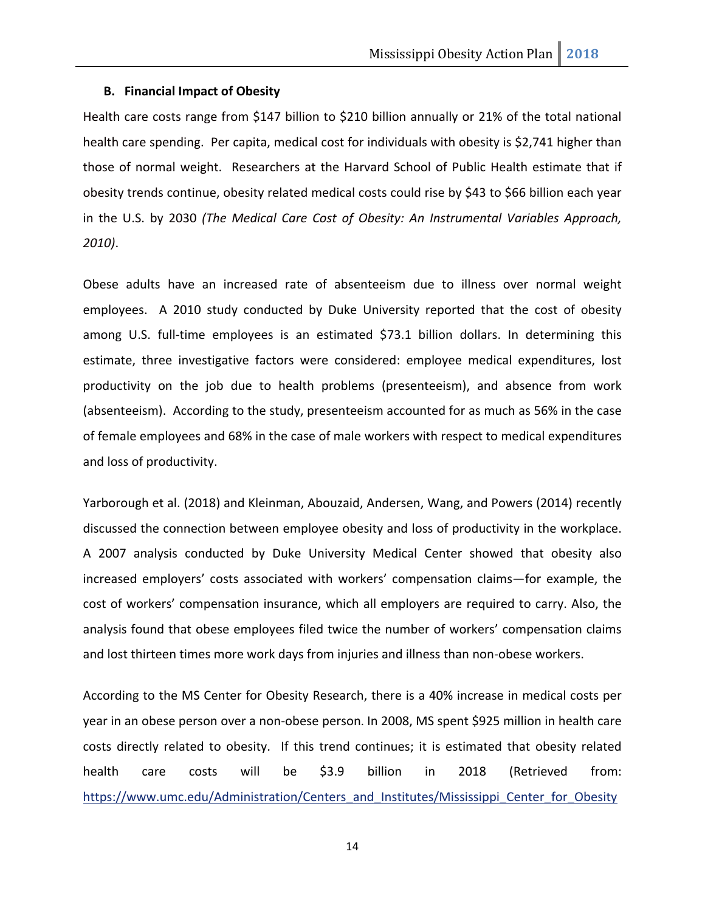### B. Financial Impact of Obesity

Health care costs range from $147 billion to $210 billion annually or 21% of the total national health care spending. Per capita, medical cost for individuals with obesity is $2,741 higher than those of normal weight. Researchers at the Harvard School of Public Health estimate that if obesity trends continue, obesity related medical costs could rise by $43 to $66 billion each year in the U.S. by 2030 *(The Medical Care Cost of Obesity: An Instrumental Variables Approach, 2010)*.

Obese adults have an increased rate of absenteeism due to illness over normal weight employees. A 2010 study conducted by Duke University reported that the cost of obesity among U.S. full-time employees is an estimated $73.1 billion dollars. In determining this estimate, three investigative factors were considered: employee medical expenditures, lost productivity on the job due to health problems (presenteeism), and absence from work (absenteeism). According to the study, presenteeism accounted for as much as 56% in the case of female employees and 68% in the case of male workers with respect to medical expenditures and loss of productivity.

Yarborough et al. (2018) and Kleinman, Abouzaid, Andersen, Wang, and Powers (2014) recently discussed the connection between employee obesity and loss of productivity in the workplace. A 2007 analysis conducted by Duke University Medical Center showed that obesity also increased employers' costs associated with workers' compensation claims—for example, the cost of workers' compensation insurance, which all employers are required to carry. Also, the analysis found that obese employees filed twice the number of workers' compensation claims and lost thirteen times more work days from injuries and illness than non-obese workers.

According to the MS Center for Obesity Research, there is a 40% increase in medical costs per year in an obese person over a non-obese person. In 2008, MS spent $925 million in health care costs directly related to obesity. If this trend continues; it is estimated that obesity related health care costs will be $3.9 billion in 2018 (Retrieved from: https://www.umc.edu/Administration/Centers_and_Institutes/Mississippi_Center_for_Obesity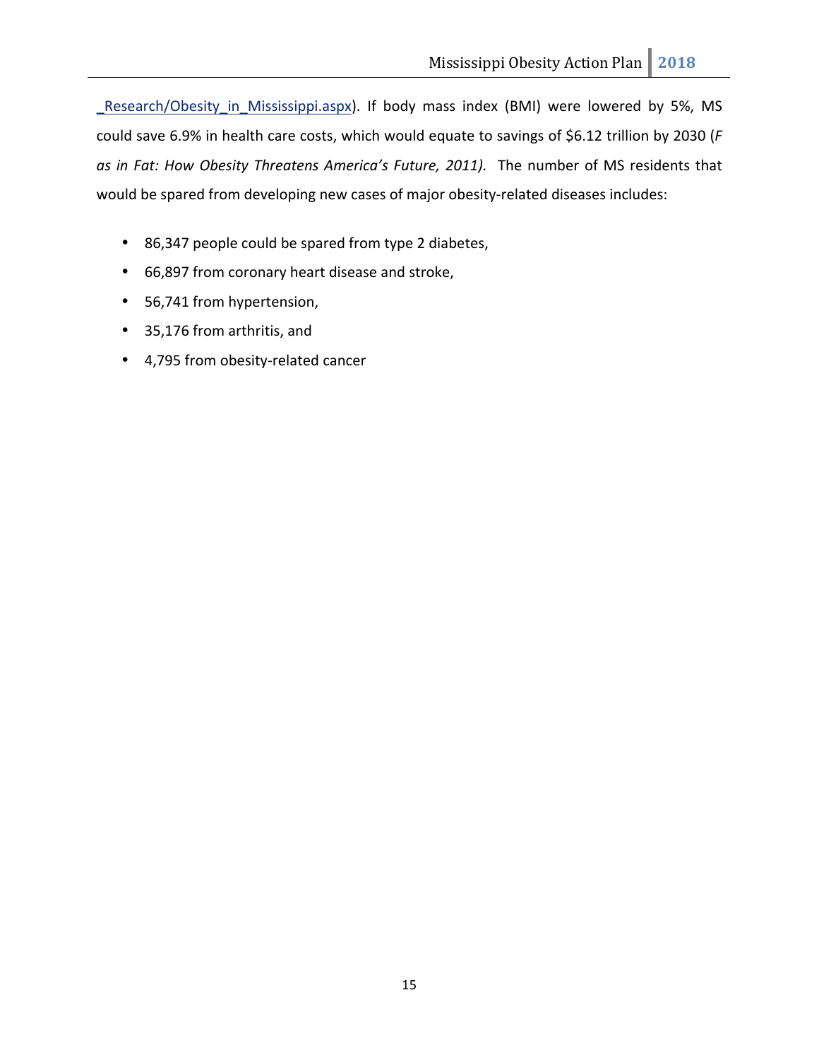_Research/Obesity_in_Mississippi.aspx). If body mass index (BMI) were lowered by 5%, MS could save 6.9% in health care costs, which would equate to savings of $6.12 trillion by 2030 (*F as in Fat: How Obesity Threatens America's Future, 2011).* The number of MS residents that would be spared from developing new cases of major obesity-related diseases includes:

- 86,347 people could be spared from type 2 diabetes,
- 66,897 from coronary heart disease and stroke,
- 56,741 from hypertension,
- 35,176 from arthritis, and
- 4,795 from obesity-related cancer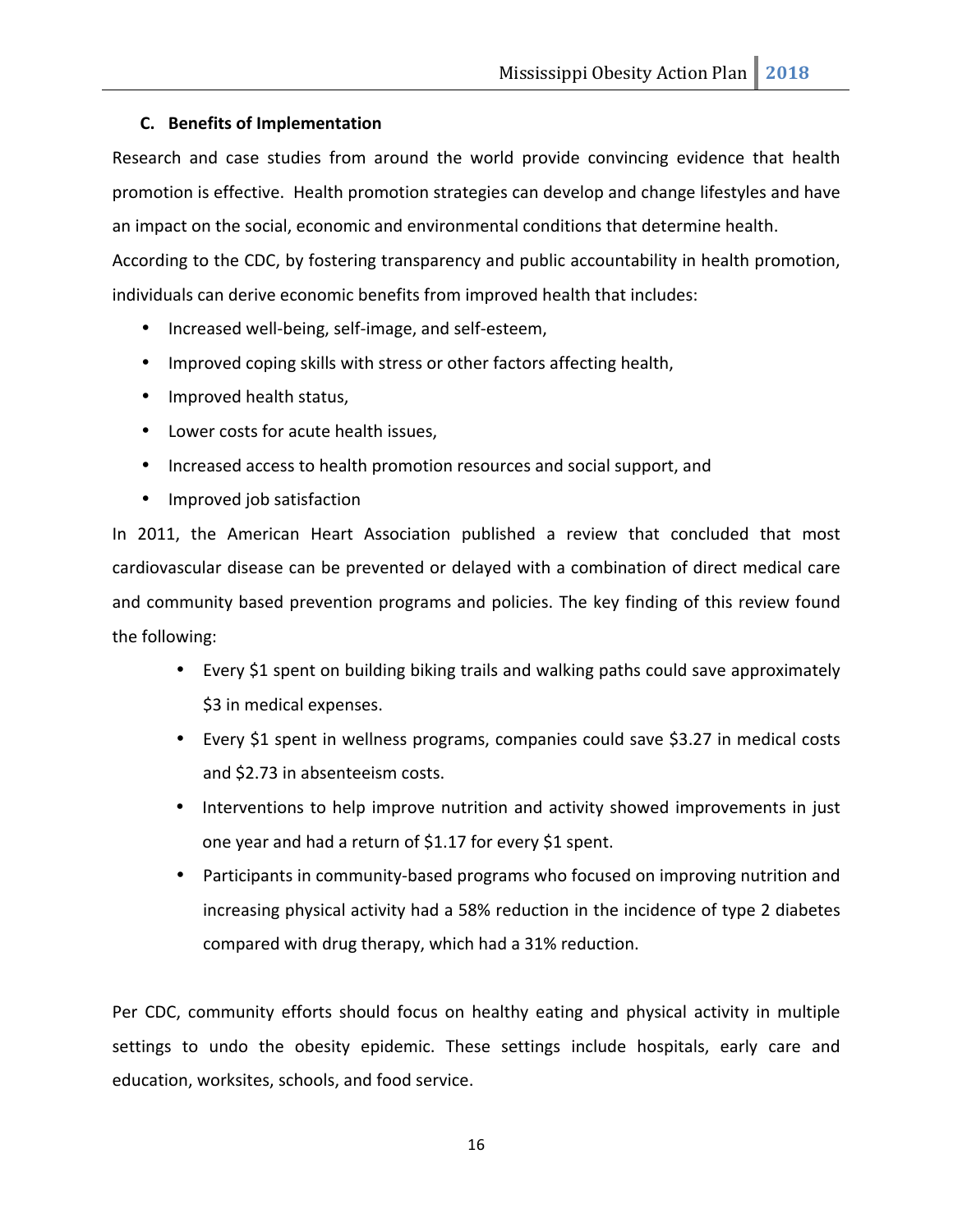### C. Benefits of Implementation

Research and case studies from around the world provide convincing evidence that health promotion is effective. Health promotion strategies can develop and change lifestyles and have an impact on the social, economic and environmental conditions that determine health. According to the CDC, by fostering transparency and public accountability in health promotion, individuals can derive economic benefits from improved health that includes:

- Increased well-being, self-image, and self-esteem,
- Improved coping skills with stress or other factors affecting health,
- Improved health status,
- Lower costs for acute health issues,
- Increased access to health promotion resources and social support, and
- Improved job satisfaction

In 2011, the American Heart Association published a review that concluded that most cardiovascular disease can be prevented or delayed with a combination of direct medical care and community based prevention programs and policies. The key finding of this review found the following:

- Every $1 spent on building biking trails and walking paths could save approximately $3 in medical expenses.
- Every $1 spent in wellness programs, companies could save $3.27 in medical costs and $2.73 in absenteeism costs.
- Interventions to help improve nutrition and activity showed improvements in just one year and had a return of $1.17 for every $1 spent.
- Participants in community-based programs who focused on improving nutrition and increasing physical activity had a 58% reduction in the incidence of type 2 diabetes compared with drug therapy, which had a 31% reduction.

Per CDC, community efforts should focus on healthy eating and physical activity in multiple settings to undo the obesity epidemic. These settings include hospitals, early care and education, worksites, schools, and food service.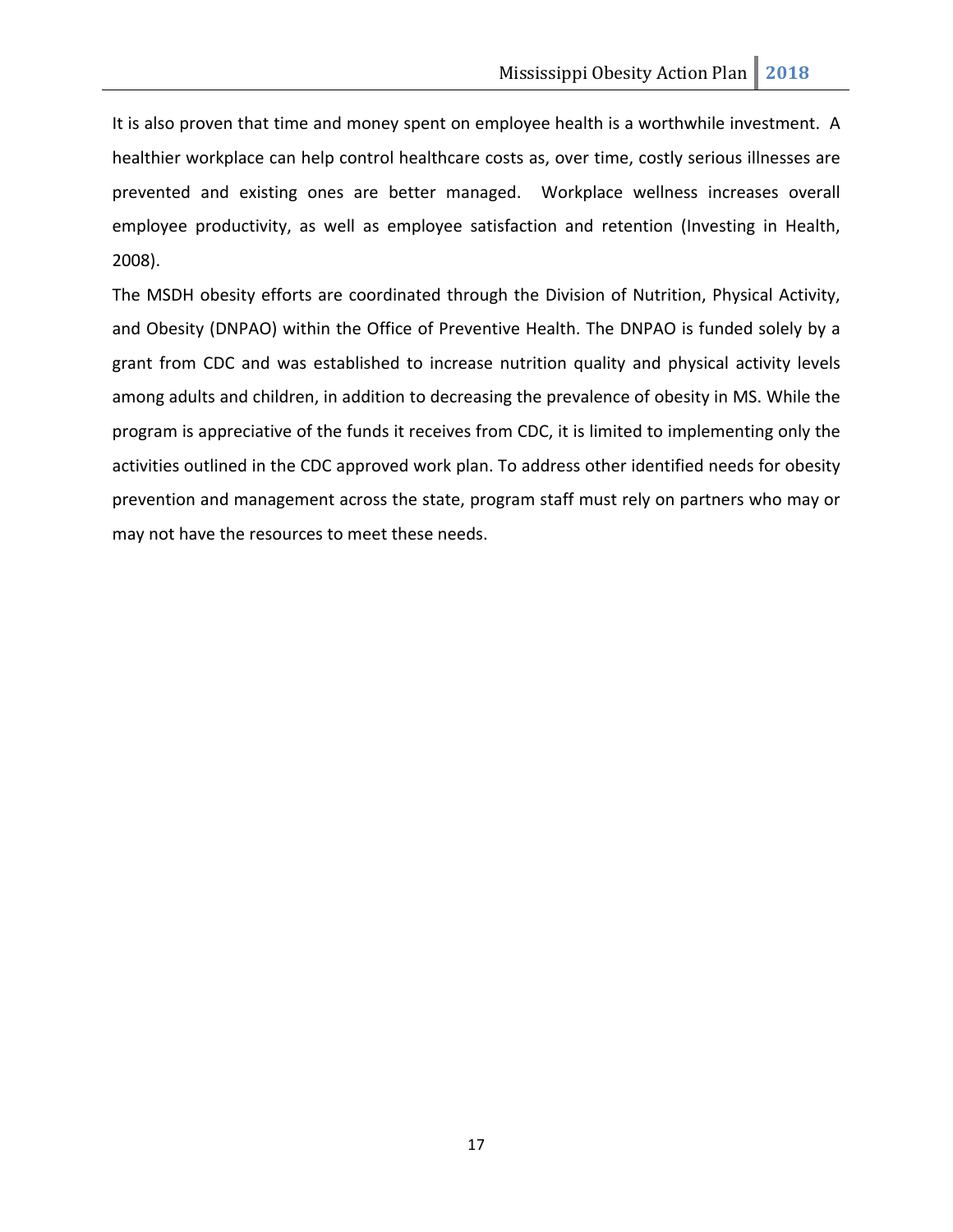It is also proven that time and money spent on employee health is a worthwhile investment. A healthier workplace can help control healthcare costs as, over time, costly serious illnesses are prevented and existing ones are better managed. Workplace wellness increases overall employee productivity, as well as employee satisfaction and retention (Investing in Health, 2008).

The MSDH obesity efforts are coordinated through the Division of Nutrition, Physical Activity, and Obesity (DNPAO) within the Office of Preventive Health. The DNPAO is funded solely by a grant from CDC and was established to increase nutrition quality and physical activity levels among adults and children, in addition to decreasing the prevalence of obesity in MS. While the program is appreciative of the funds it receives from CDC, it is limited to implementing only the activities outlined in the CDC approved work plan. To address other identified needs for obesity prevention and management across the state, program staff must rely on partners who may or may not have the resources to meet these needs.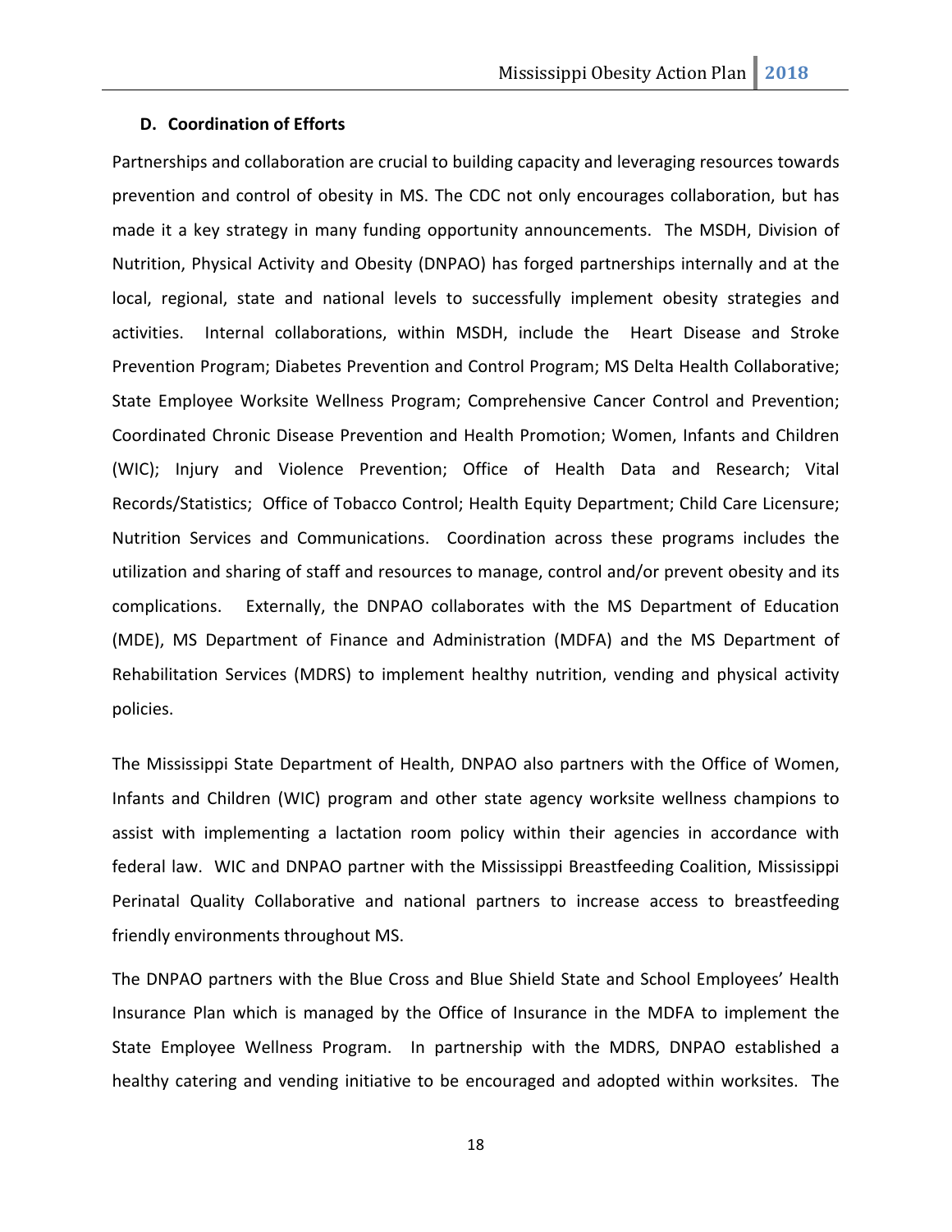### D. Coordination of Efforts

Partnerships and collaboration are crucial to building capacity and leveraging resources towards prevention and control of obesity in MS. The CDC not only encourages collaboration, but has made it a key strategy in many funding opportunity announcements. The MSDH, Division of Nutrition, Physical Activity and Obesity (DNPAO) has forged partnerships internally and at the local, regional, state and national levels to successfully implement obesity strategies and activities. Internal collaborations, within MSDH, include the Heart Disease and Stroke Prevention Program; Diabetes Prevention and Control Program; MS Delta Health Collaborative; State Employee Worksite Wellness Program; Comprehensive Cancer Control and Prevention; Coordinated Chronic Disease Prevention and Health Promotion; Women, Infants and Children (WIC); Injury and Violence Prevention; Office of Health Data and Research; Vital Records/Statistics; Office of Tobacco Control; Health Equity Department; Child Care Licensure; Nutrition Services and Communications. Coordination across these programs includes the utilization and sharing of staff and resources to manage, control and/or prevent obesity and its complications. Externally, the DNPAO collaborates with the MS Department of Education (MDE), MS Department of Finance and Administration (MDFA) and the MS Department of Rehabilitation Services (MDRS) to implement healthy nutrition, vending and physical activity policies.

The Mississippi State Department of Health, DNPAO also partners with the Office of Women, Infants and Children (WIC) program and other state agency worksite wellness champions to assist with implementing a lactation room policy within their agencies in accordance with federal law. WIC and DNPAO partner with the Mississippi Breastfeeding Coalition, Mississippi Perinatal Quality Collaborative and national partners to increase access to breastfeeding friendly environments throughout MS.

The DNPAO partners with the Blue Cross and Blue Shield State and School Employees' Health Insurance Plan which is managed by the Office of Insurance in the MDFA to implement the State Employee Wellness Program. In partnership with the MDRS, DNPAO established a healthy catering and vending initiative to be encouraged and adopted within worksites. The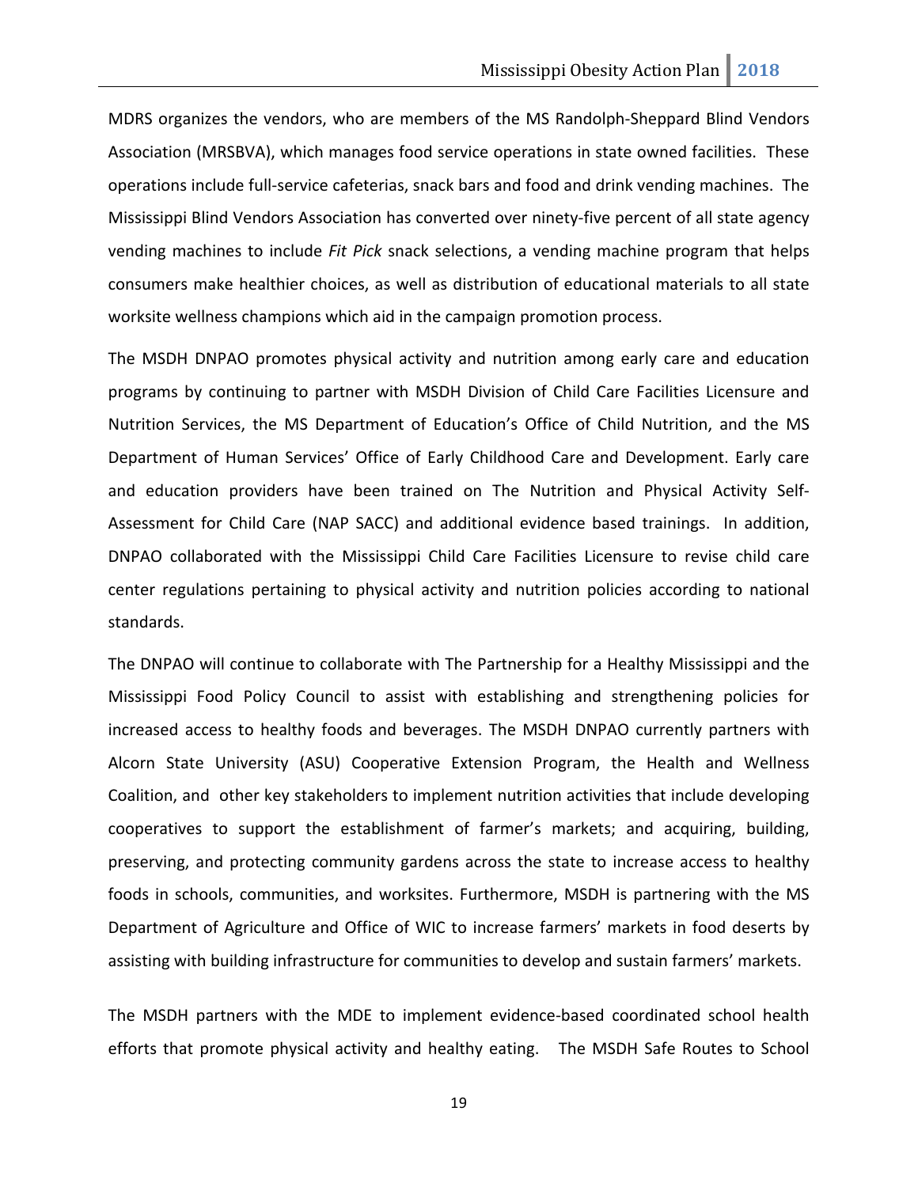MDRS organizes the vendors, who are members of the MS Randolph-Sheppard Blind Vendors Association (MRSBVA), which manages food service operations in state owned facilities. These operations include full-service cafeterias, snack bars and food and drink vending machines. The Mississippi Blind Vendors Association has converted over ninety-five percent of all state agency vending machines to include *Fit Pick* snack selections, a vending machine program that helps consumers make healthier choices, as well as distribution of educational materials to all state worksite wellness champions which aid in the campaign promotion process.

The MSDH DNPAO promotes physical activity and nutrition among early care and education programs by continuing to partner with MSDH Division of Child Care Facilities Licensure and Nutrition Services, the MS Department of Education's Office of Child Nutrition, and the MS Department of Human Services' Office of Early Childhood Care and Development. Early care and education providers have been trained on The Nutrition and Physical Activity Self-Assessment for Child Care (NAP SACC) and additional evidence based trainings. In addition, DNPAO collaborated with the Mississippi Child Care Facilities Licensure to revise child care center regulations pertaining to physical activity and nutrition policies according to national standards.

The DNPAO will continue to collaborate with The Partnership for a Healthy Mississippi and the Mississippi Food Policy Council to assist with establishing and strengthening policies for increased access to healthy foods and beverages. The MSDH DNPAO currently partners with Alcorn State University (ASU) Cooperative Extension Program, the Health and Wellness Coalition, and other key stakeholders to implement nutrition activities that include developing cooperatives to support the establishment of farmer's markets; and acquiring, building, preserving, and protecting community gardens across the state to increase access to healthy foods in schools, communities, and worksites. Furthermore, MSDH is partnering with the MS Department of Agriculture and Office of WIC to increase farmers' markets in food deserts by assisting with building infrastructure for communities to develop and sustain farmers' markets.

The MSDH partners with the MDE to implement evidence-based coordinated school health efforts that promote physical activity and healthy eating. The MSDH Safe Routes to School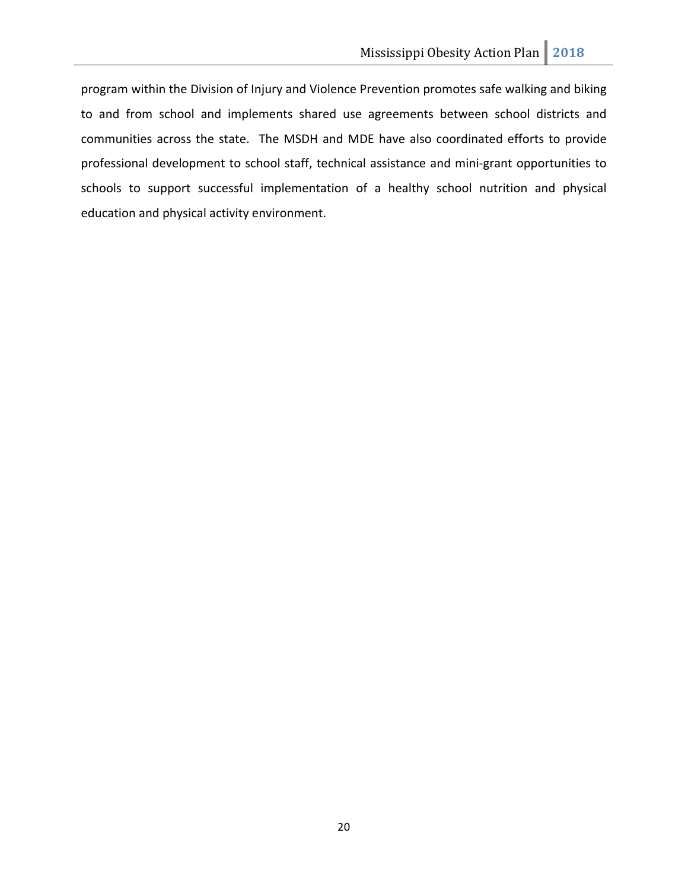program within the Division of Injury and Violence Prevention promotes safe walking and biking to and from school and implements shared use agreements between school districts and communities across the state. The MSDH and MDE have also coordinated efforts to provide professional development to school staff, technical assistance and mini-grant opportunities to schools to support successful implementation of a healthy school nutrition and physical education and physical activity environment.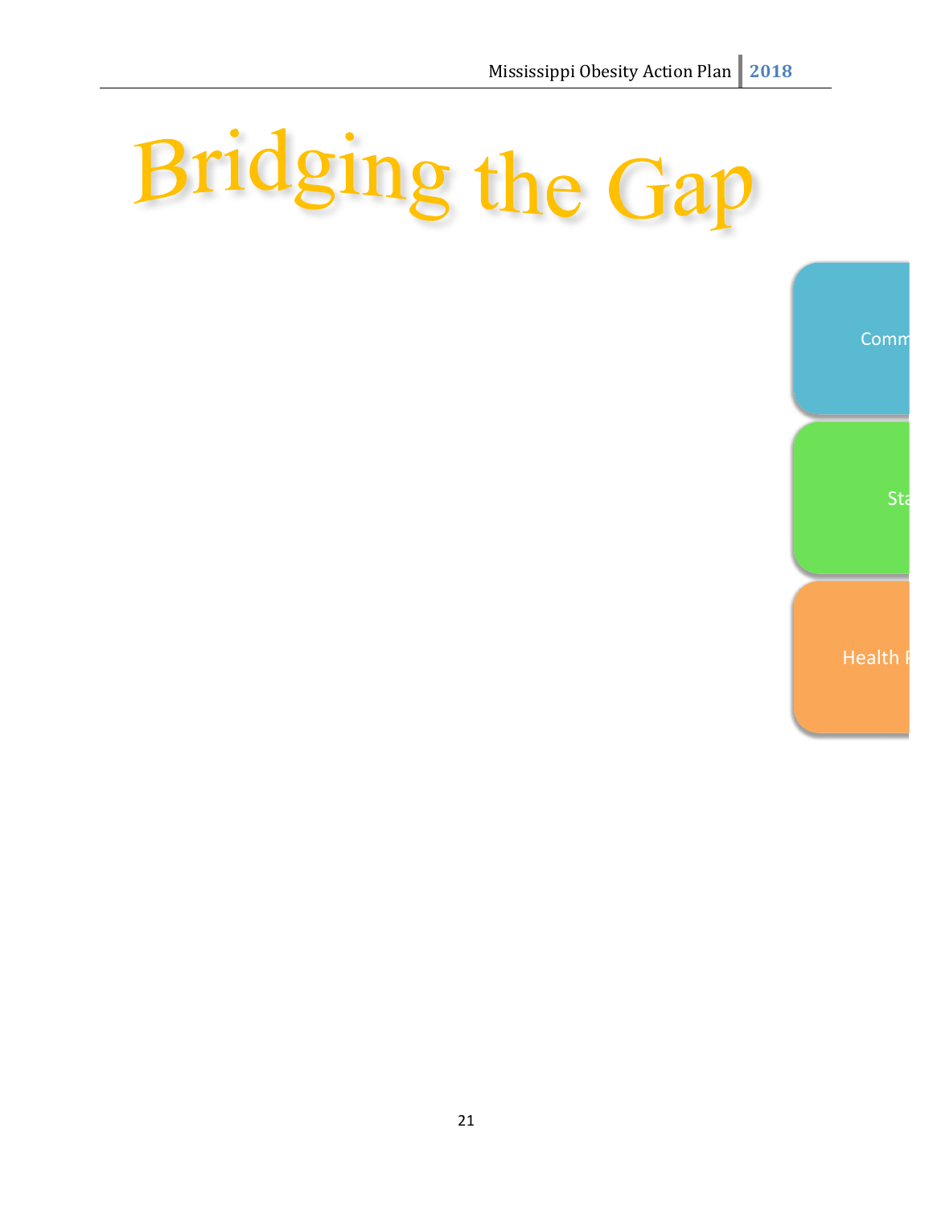# Bridging the Gap

Comm

Sta

Health F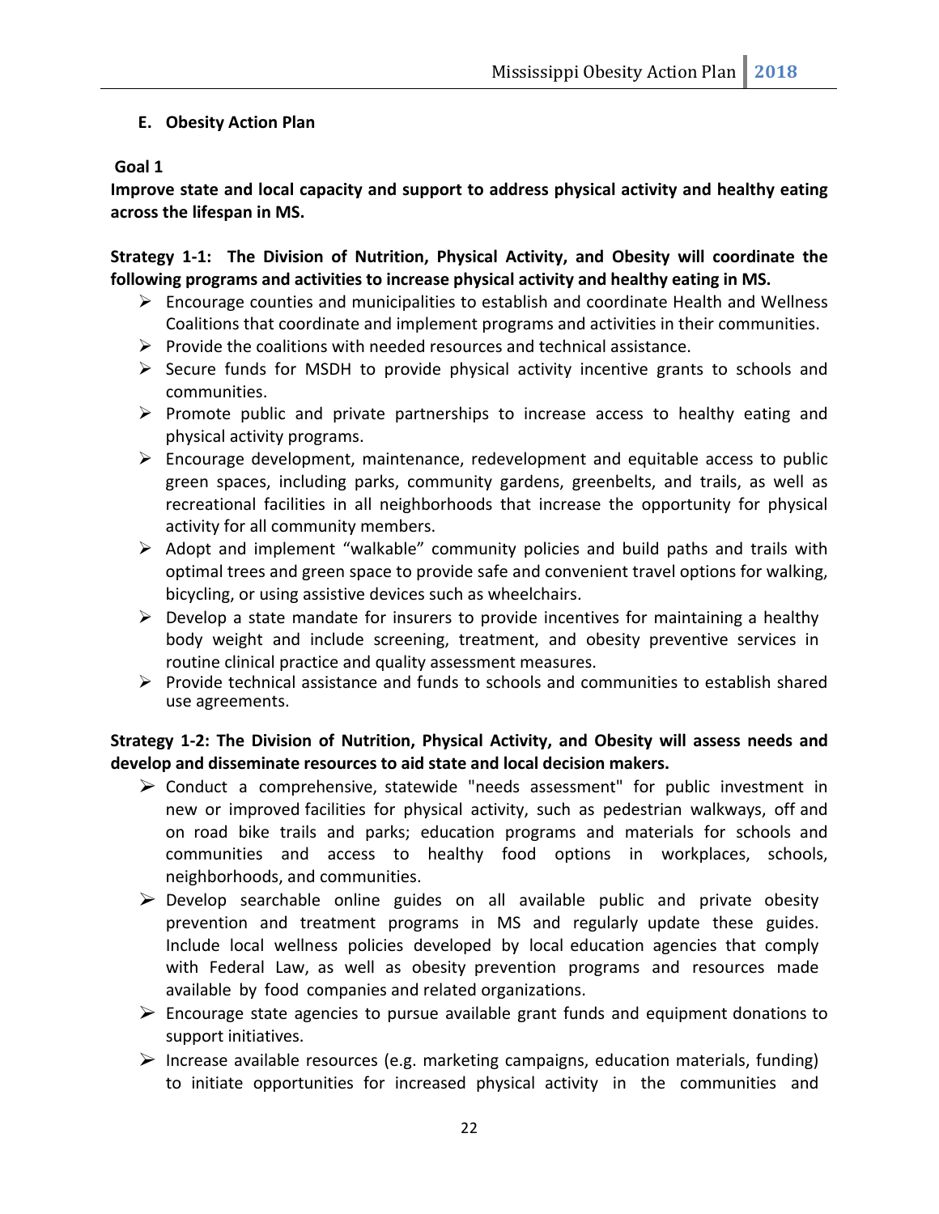### E. Obesity Action Plan

**Goal 1**

**Improve state and local capacity and support to address physical activity and healthy eating across the lifespan in MS.**

**Strategy 1-1: The Division of Nutrition, Physical Activity, and Obesity will coordinate the following programs and activities to increase physical activity and healthy eating in MS.**

- Encourage counties and municipalities to establish and coordinate Health and Wellness Coalitions that coordinate and implement programs and activities in their communities.
- Provide the coalitions with needed resources and technical assistance.
- Secure funds for MSDH to provide physical activity incentive grants to schools and communities.
- Promote public and private partnerships to increase access to healthy eating and physical activity programs.
- Encourage development, maintenance, redevelopment and equitable access to public green spaces, including parks, community gardens, greenbelts, and trails, as well as recreational facilities in all neighborhoods that increase the opportunity for physical activity for all community members.
- Adopt and implement "walkable" community policies and build paths and trails with optimal trees and green space to provide safe and convenient travel options for walking, bicycling, or using assistive devices such as wheelchairs.
- Develop a state mandate for insurers to provide incentives for maintaining a healthy body weight and include screening, treatment, and obesity preventive services in routine clinical practice and quality assessment measures.
- Provide technical assistance and funds to schools and communities to establish shared use agreements.

**Strategy 1-2: The Division of Nutrition, Physical Activity, and Obesity will assess needs and develop and disseminate resources to aid state and local decision makers.**

- Conduct a comprehensive, statewide "needs assessment" for public investment in new or improved facilities for physical activity, such as pedestrian walkways, off and on road bike trails and parks; education programs and materials for schools and communities and access to healthy food options in workplaces, schools, neighborhoods, and communities.
- Develop searchable online guides on all available public and private obesity prevention and treatment programs in MS and regularly update these guides. Include local wellness policies developed by local education agencies that comply with Federal Law, as well as obesity prevention programs and resources made available by food companies and related organizations.
- Encourage state agencies to pursue available grant funds and equipment donations to support initiatives.
- Increase available resources (e.g. marketing campaigns, education materials, funding) to initiate opportunities for increased physical activity in the communities and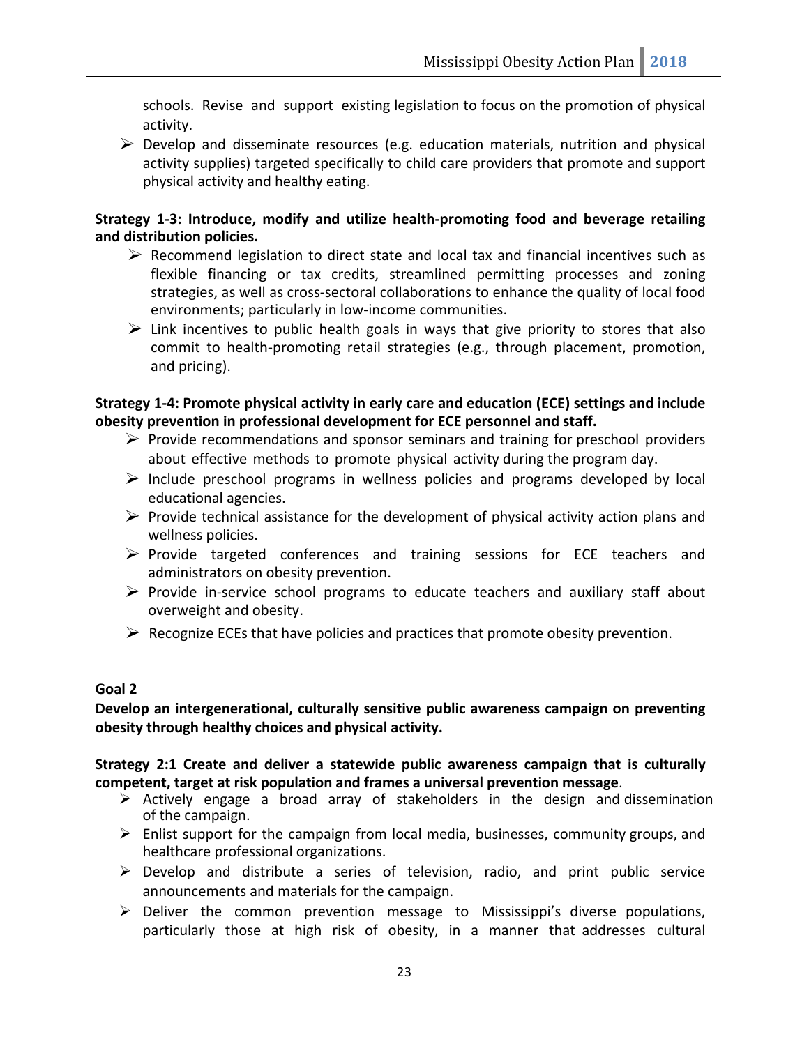schools. Revise and support existing legislation to focus on the promotion of physical activity.

- Develop and disseminate resources (e.g. education materials, nutrition and physical activity supplies) targeted specifically to child care providers that promote and support physical activity and healthy eating.

**Strategy 1-3: Introduce, modify and utilize health-promoting food and beverage retailing and distribution policies.**

- Recommend legislation to direct state and local tax and financial incentives such as flexible financing or tax credits, streamlined permitting processes and zoning strategies, as well as cross-sectoral collaborations to enhance the quality of local food environments; particularly in low-income communities.
- Link incentives to public health goals in ways that give priority to stores that also commit to health-promoting retail strategies (e.g., through placement, promotion, and pricing).

**Strategy 1-4: Promote physical activity in early care and education (ECE) settings and include obesity prevention in professional development for ECE personnel and staff.**

- Provide recommendations and sponsor seminars and training for preschool providers about effective methods to promote physical activity during the program day.
- Include preschool programs in wellness policies and programs developed by local educational agencies.
- Provide technical assistance for the development of physical activity action plans and wellness policies.
- Provide targeted conferences and training sessions for ECE teachers and administrators on obesity prevention.
- Provide in-service school programs to educate teachers and auxiliary staff about overweight and obesity.
- Recognize ECEs that have policies and practices that promote obesity prevention.

**Goal 2**

**Develop an intergenerational, culturally sensitive public awareness campaign on preventing obesity through healthy choices and physical activity.**

**Strategy 2:1 Create and deliver a statewide public awareness campaign that is culturally competent, target at risk population and frames a universal prevention message**.

- Actively engage a broad array of stakeholders in the design and dissemination of the campaign.
- Enlist support for the campaign from local media, businesses, community groups, and healthcare professional organizations.
- Develop and distribute a series of television, radio, and print public service announcements and materials for the campaign.
- Deliver the common prevention message to Mississippi's diverse populations, particularly those at high risk of obesity, in a manner that addresses cultural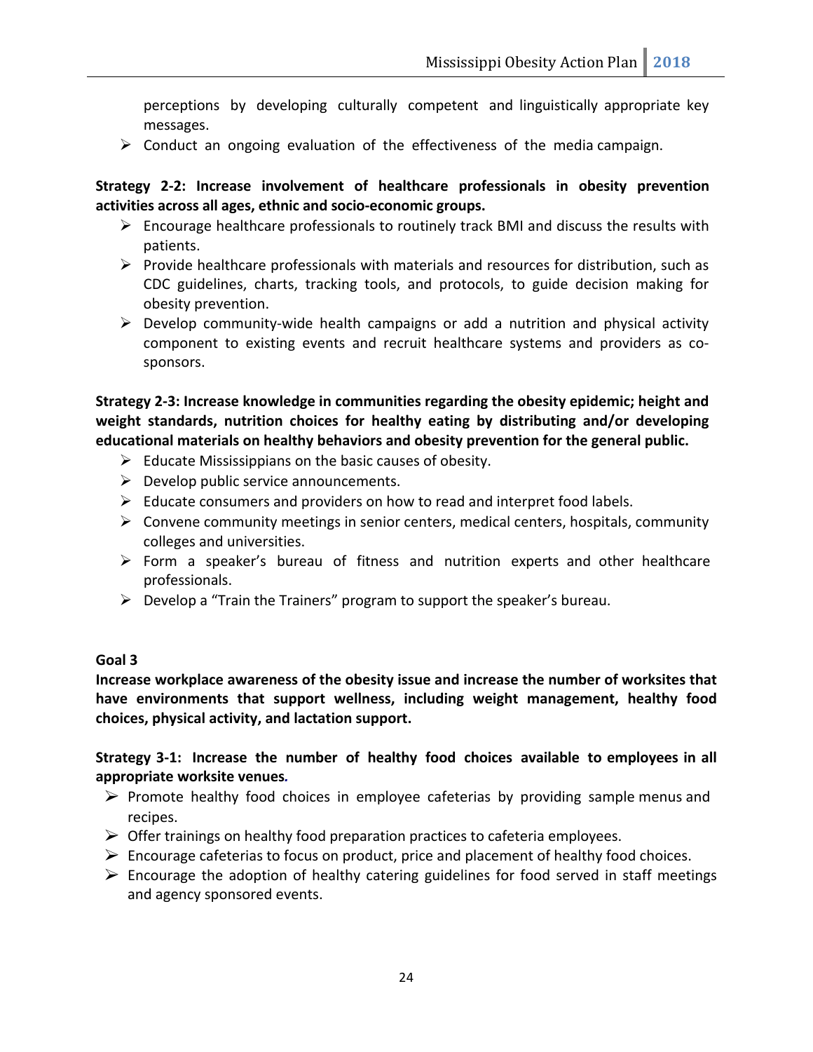perceptions by developing culturally competent and linguistically appropriate key messages.

- Conduct an ongoing evaluation of the effectiveness of the media campaign.

**Strategy 2-2: Increase involvement of healthcare professionals in obesity prevention activities across all ages, ethnic and socio-economic groups.**

- Encourage healthcare professionals to routinely track BMI and discuss the results with patients.
- Provide healthcare professionals with materials and resources for distribution, such as CDC guidelines, charts, tracking tools, and protocols, to guide decision making for obesity prevention.
- Develop community-wide health campaigns or add a nutrition and physical activity component to existing events and recruit healthcare systems and providers as co-sponsors.

**Strategy 2-3: Increase knowledge in communities regarding the obesity epidemic; height and weight standards, nutrition choices for healthy eating by distributing and/or developing educational materials on healthy behaviors and obesity prevention for the general public.**

- Educate Mississippians on the basic causes of obesity.
- Develop public service announcements.
- Educate consumers and providers on how to read and interpret food labels.
- Convene community meetings in senior centers, medical centers, hospitals, community colleges and universities.
- Form a speaker's bureau of fitness and nutrition experts and other healthcare professionals.
- Develop a "Train the Trainers" program to support the speaker's bureau.

**Goal 3**

**Increase workplace awareness of the obesity issue and increase the number of worksites that have environments that support wellness, including weight management, healthy food choices, physical activity, and lactation support.**

**Strategy 3-1: Increase the number of healthy food choices available to employees in all appropriate worksite venues*.***

- Promote healthy food choices in employee cafeterias by providing sample menus and recipes.
- Offer trainings on healthy food preparation practices to cafeteria employees.
- Encourage cafeterias to focus on product, price and placement of healthy food choices.
- Encourage the adoption of healthy catering guidelines for food served in staff meetings and agency sponsored events.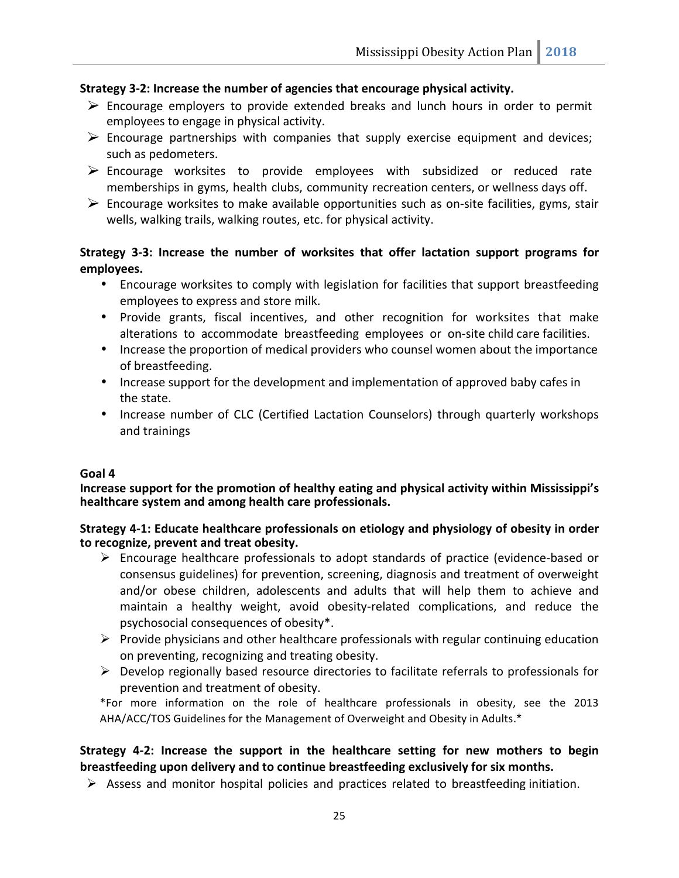**Strategy 3-2: Increase the number of agencies that encourage physical activity.**

- Encourage employers to provide extended breaks and lunch hours in order to permit employees to engage in physical activity.
- Encourage partnerships with companies that supply exercise equipment and devices; such as pedometers.
- Encourage worksites to provide employees with subsidized or reduced rate memberships in gyms, health clubs, community recreation centers, or wellness days off.
- Encourage worksites to make available opportunities such as on-site facilities, gyms, stair wells, walking trails, walking routes, etc. for physical activity.

**Strategy 3-3: Increase the number of worksites that offer lactation support programs for employees.**

- Encourage worksites to comply with legislation for facilities that support breastfeeding employees to express and store milk.
- Provide grants, fiscal incentives, and other recognition for worksites that make alterations to accommodate breastfeeding employees or on-site child care facilities.
- Increase the proportion of medical providers who counsel women about the importance of breastfeeding.
- Increase support for the development and implementation of approved baby cafes in the state.
- Increase number of CLC (Certified Lactation Counselors) through quarterly workshops and trainings

**Goal 4**

**Increase support for the promotion of healthy eating and physical activity within Mississippi's healthcare system and among health care professionals.**

**Strategy 4-1: Educate healthcare professionals on etiology and physiology of obesity in order to recognize, prevent and treat obesity.**

- Encourage healthcare professionals to adopt standards of practice (evidence-based or consensus guidelines) for prevention, screening, diagnosis and treatment of overweight and/or obese children, adolescents and adults that will help them to achieve and maintain a healthy weight, avoid obesity-related complications, and reduce the psychosocial consequences of obesity*.
- Provide physicians and other healthcare professionals with regular continuing education on preventing, recognizing and treating obesity.
- Develop regionally based resource directories to facilitate referrals to professionals for prevention and treatment of obesity.

*For more information on the role of healthcare professionals in obesity, see the 2013 AHA/ACC/TOS Guidelines for the Management of Overweight and Obesity in Adults.*

**Strategy 4-2: Increase the support in the healthcare setting for new mothers to begin breastfeeding upon delivery and to continue breastfeeding exclusively for six months.**

- Assess and monitor hospital policies and practices related to breastfeeding initiation.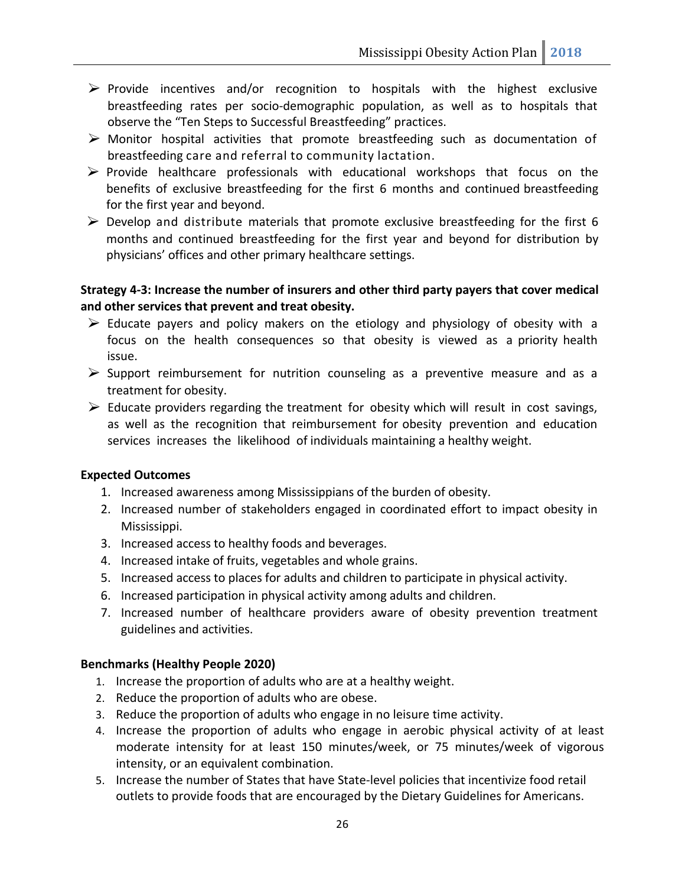- Provide incentives and/or recognition to hospitals with the highest exclusive breastfeeding rates per socio-demographic population, as well as to hospitals that observe the "Ten Steps to Successful Breastfeeding" practices.
- Monitor hospital activities that promote breastfeeding such as documentation of breastfeeding care and referral to community lactation.
- Provide healthcare professionals with educational workshops that focus on the benefits of exclusive breastfeeding for the first 6 months and continued breastfeeding for the first year and beyond.
- Develop and distribute materials that promote exclusive breastfeeding for the first 6 months and continued breastfeeding for the first year and beyond for distribution by physicians' offices and other primary healthcare settings.

**Strategy 4-3: Increase the number of insurers and other third party payers that cover medical and other services that prevent and treat obesity.**

- Educate payers and policy makers on the etiology and physiology of obesity with a focus on the health consequences so that obesity is viewed as a priority health issue.
- Support reimbursement for nutrition counseling as a preventive measure and as a treatment for obesity.
- Educate providers regarding the treatment for obesity which will result in cost savings, as well as the recognition that reimbursement for obesity prevention and education services increases the likelihood of individuals maintaining a healthy weight.

**Expected Outcomes**

1. Increased awareness among Mississippians of the burden of obesity.
2. Increased number of stakeholders engaged in coordinated effort to impact obesity in Mississippi.
3. Increased access to healthy foods and beverages.
4. Increased intake of fruits, vegetables and whole grains.
5. Increased access to places for adults and children to participate in physical activity.
6. Increased participation in physical activity among adults and children.
7. Increased number of healthcare providers aware of obesity prevention treatment guidelines and activities.

**Benchmarks (Healthy People 2020)**

1. Increase the proportion of adults who are at a healthy weight.
2. Reduce the proportion of adults who are obese.
3. Reduce the proportion of adults who engage in no leisure time activity.
4. Increase the proportion of adults who engage in aerobic physical activity of at least moderate intensity for at least 150 minutes/week, or 75 minutes/week of vigorous intensity, or an equivalent combination.
5. Increase the number of States that have State-level policies that incentivize food retail outlets to provide foods that are encouraged by the Dietary Guidelines for Americans.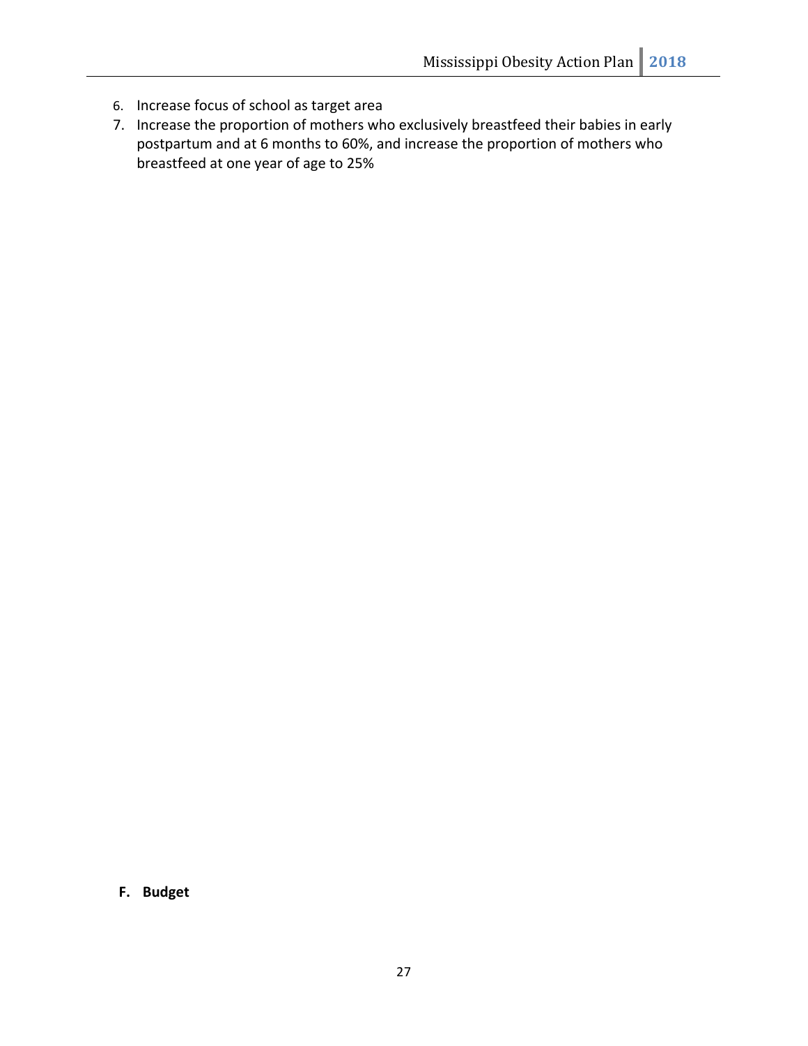6. Increase focus of school as target area
7. Increase the proportion of mothers who exclusively breastfeed their babies in early postpartum and at 6 months to 60%, and increase the proportion of mothers who breastfeed at one year of age to 25%

**F. Budget**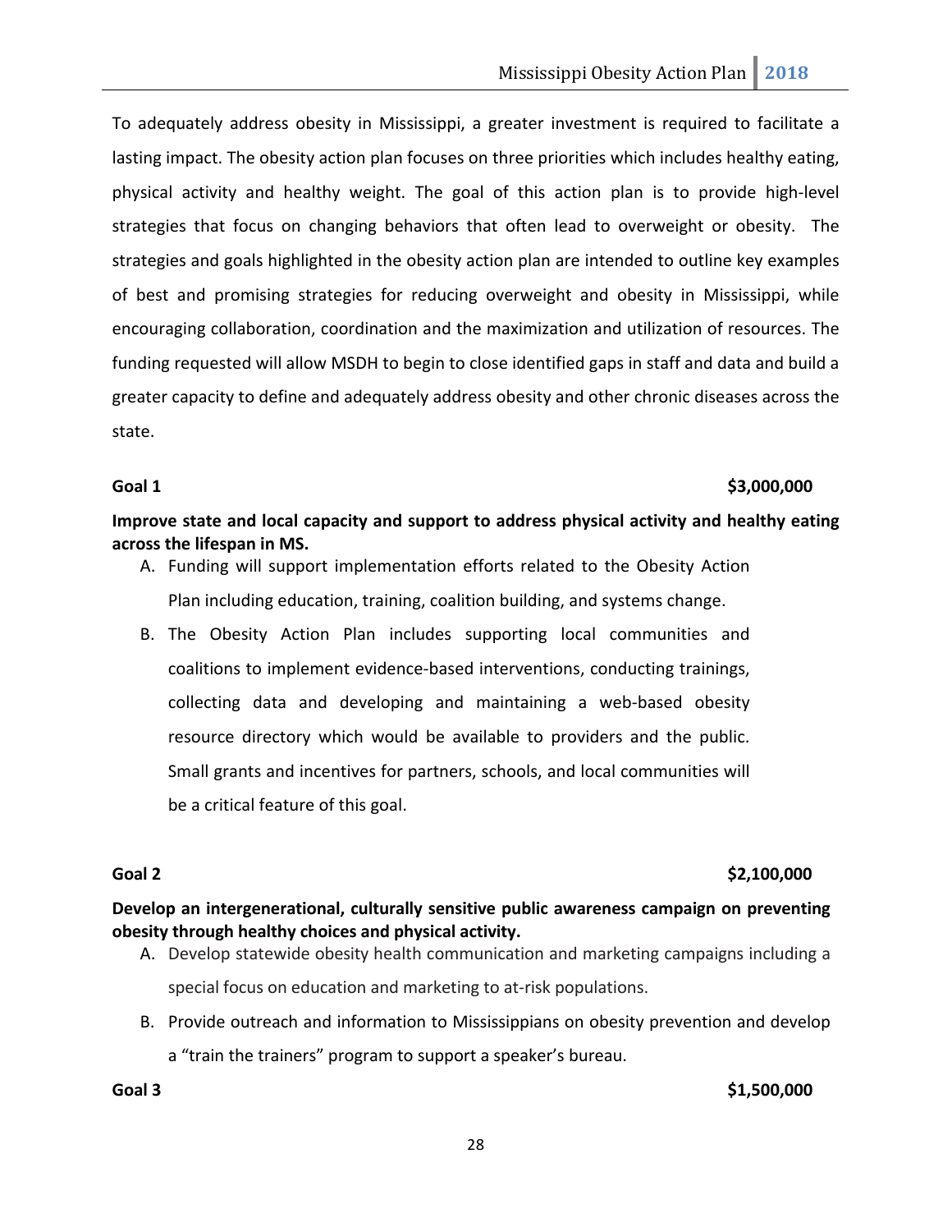To adequately address obesity in Mississippi, a greater investment is required to facilitate a lasting impact. The obesity action plan focuses on three priorities which includes healthy eating, physical activity and healthy weight. The goal of this action plan is to provide high-level strategies that focus on changing behaviors that often lead to overweight or obesity. The strategies and goals highlighted in the obesity action plan are intended to outline key examples of best and promising strategies for reducing overweight and obesity in Mississippi, while encouraging collaboration, coordination and the maximization and utilization of resources. The funding requested will allow MSDH to begin to close identified gaps in staff and data and build a greater capacity to define and adequately address obesity and other chronic diseases across the state.

**Goal 1 $3,000,000**

**Improve state and local capacity and support to address physical activity and healthy eating across the lifespan in MS.**

A. Funding will support implementation efforts related to the Obesity Action Plan including education, training, coalition building, and systems change.
B. The Obesity Action Plan includes supporting local communities and coalitions to implement evidence-based interventions, conducting trainings, collecting data and developing and maintaining a web-based obesity resource directory which would be available to providers and the public. Small grants and incentives for partners, schools, and local communities will be a critical feature of this goal.

**Goal 2 $2,100,000**

**Develop an intergenerational, culturally sensitive public awareness campaign on preventing obesity through healthy choices and physical activity.**

A. Develop statewide obesity health communication and marketing campaigns including a special focus on education and marketing to at-risk populations.
B. Provide outreach and information to Mississippians on obesity prevention and develop a "train the trainers" program to support a speaker's bureau.

**Goal 3 $1,500,000**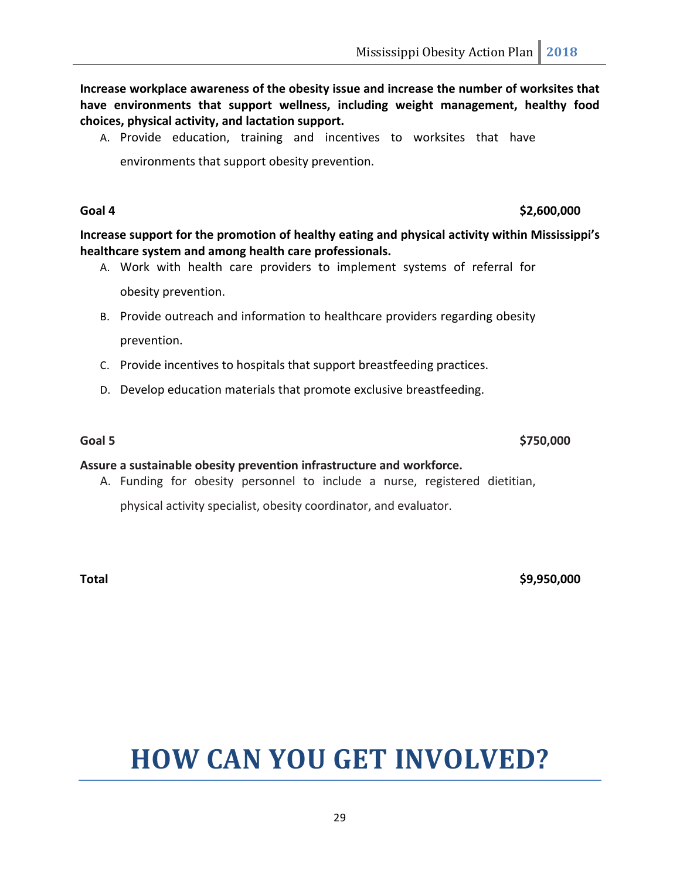**Increase workplace awareness of the obesity issue and increase the number of worksites that have environments that support wellness, including weight management, healthy food choices, physical activity, and lactation support.**

A. Provide education, training and incentives to worksites that have environments that support obesity prevention.

**Goal 4** **$2,600,000**

**Increase support for the promotion of healthy eating and physical activity within Mississippi's healthcare system and among health care professionals.**

A. Work with health care providers to implement systems of referral for obesity prevention.
B. Provide outreach and information to healthcare providers regarding obesity prevention.
C. Provide incentives to hospitals that support breastfeeding practices.
D. Develop education materials that promote exclusive breastfeeding.

**Goal 5** **$750,000**

**Assure a sustainable obesity prevention infrastructure and workforce.**

A. Funding for obesity personnel to include a nurse, registered dietitian, physical activity specialist, obesity coordinator, and evaluator.

**Total** **$9,950,000**

# HOW CAN YOU GET INVOLVED?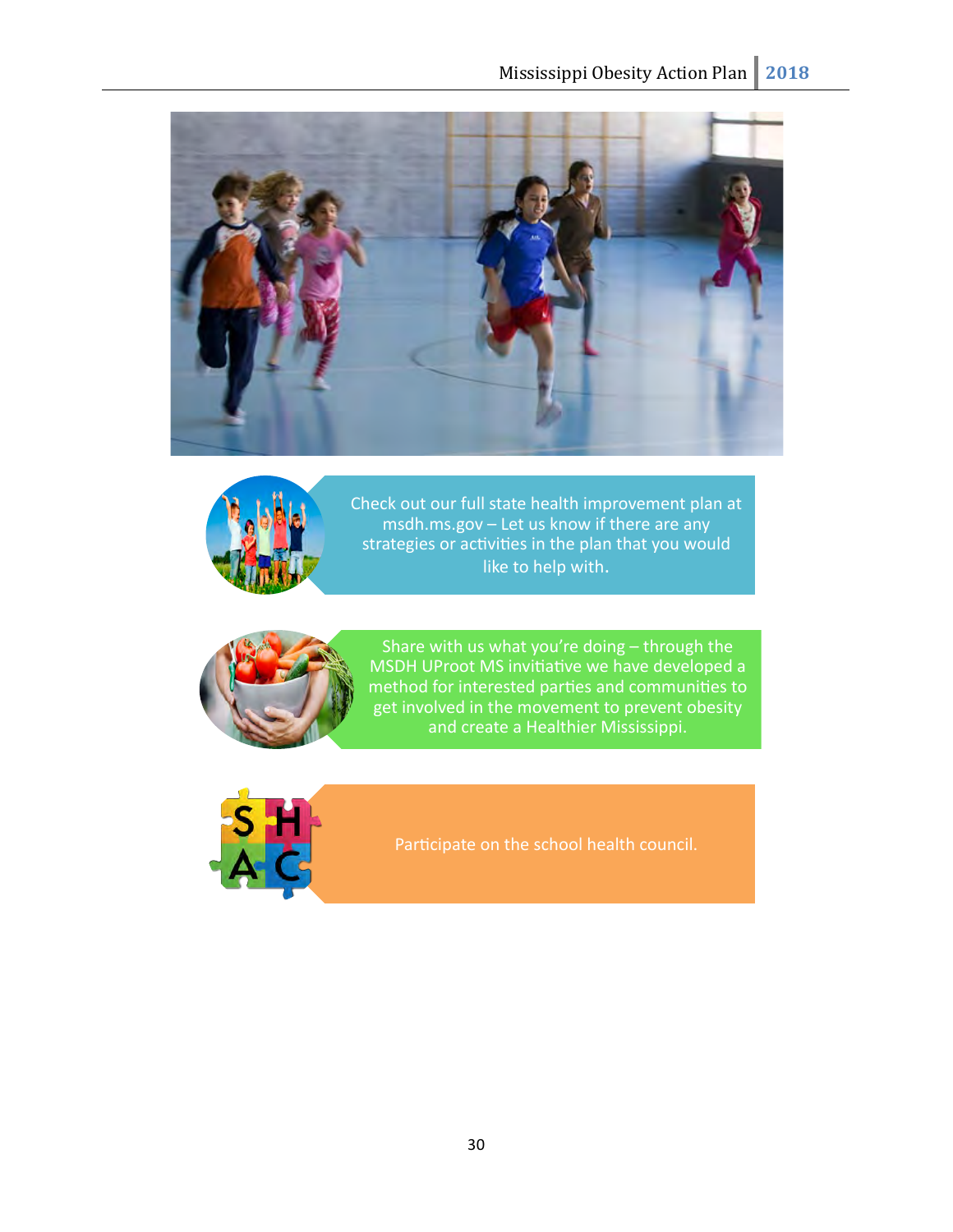Check out our full state health improvement plan at msdh.ms.gov – Let us know if there are any strategies or activities in the plan that you would like to help with.

Share with us what you're doing – through the MSDH UProot MS invitiative we have developed a method for interested parties and communities to get involved in the movement to prevent obesity and create a Healthier Mississippi.

SHAC

Participate on the school health council.